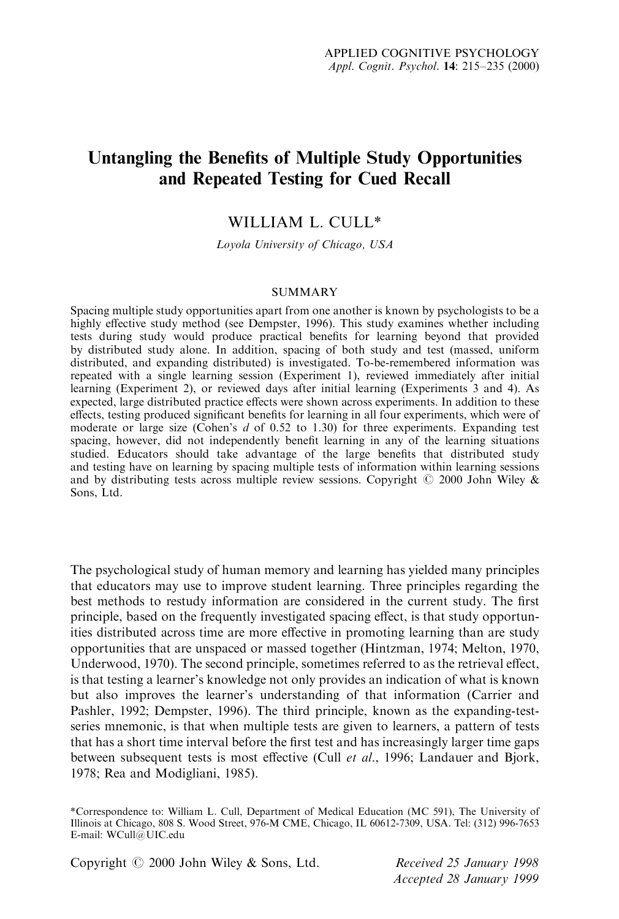# Untangling the Benefits of Multiple Study Opportunities and Repeated Testing for Cued Recall

WILLIAM L. CULL*

*Loyola University of Chicago, USA*

## SUMMARY

Spacing multiple study opportunities apart from one another is known by psychologists to be a highly effective study method (see Dempster, 1996). This study examines whether including tests during study would produce practical benefits for learning beyond that provided by distributed study alone. In addition, spacing of both study and test (massed, uniform distributed, and expanding distributed) is investigated. To-be-remembered information was repeated with a single learning session (Experiment 1), reviewed immediately after initial learning (Experiment 2), or reviewed days after initial learning (Experiments 3 and 4). As expected, large distributed practice effects were shown across experiments. In addition to these effects, testing produced significant benefits for learning in all four experiments, which were of moderate or large size (Cohen's *d* of 0.52 to 1.30) for three experiments. Expanding test spacing, however, did not independently benefit learning in any of the learning situations studied. Educators should take advantage of the large benefits that distributed study and testing have on learning by spacing multiple tests of information within learning sessions and by distributing tests across multiple review sessions. Copyright © 2000 John Wiley & Sons, Ltd.

The psychological study of human memory and learning has yielded many principles that educators may use to improve student learning. Three principles regarding the best methods to restudy information are considered in the current study. The first principle, based on the frequently investigated spacing effect, is that study opportunities distributed across time are more effective in promoting learning than are study opportunities that are unspaced or massed together (Hintzman, 1974; Melton, 1970, Underwood, 1970). The second principle, sometimes referred to as the retrieval effect, is that testing a learner's knowledge not only provides an indication of what is known but also improves the learner's understanding of that information (Carrier and Pashler, 1992; Dempster, 1996). The third principle, known as the expanding-test-series mnemonic, is that when multiple tests are given to learners, a pattern of tests that has a short time interval before the first test and has increasingly larger time gaps between subsequent tests is most effective (Cull *et al*., 1996; Landauer and Bjork, 1978; Rea and Modigliani, 1985).

*Correspondence to: William L. Cull, Department of Medical Education (MC 591), The University of Illinois at Chicago, 808 S. Wood Street, 976-M CME, Chicago, IL 60612-7309, USA. Tel: (312) 996-7653 E-mail: WCull@UIC.edu

Copyright © 2000 John Wiley & Sons, Ltd.

*Received 25 January 1998*
*Accepted 28 January 1999*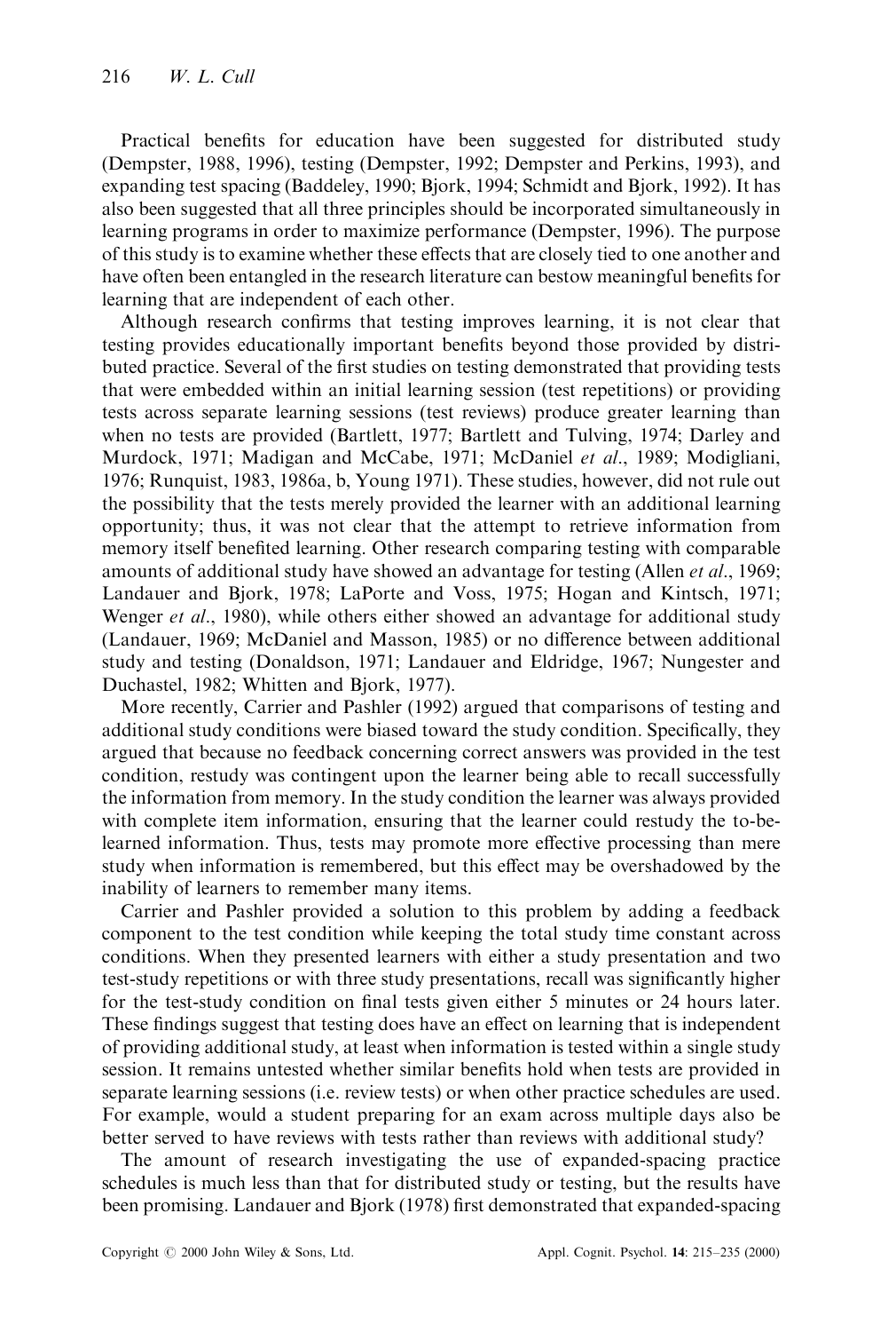Practical benefits for education have been suggested for distributed study (Dempster, 1988, 1996), testing (Dempster, 1992; Dempster and Perkins, 1993), and expanding test spacing (Baddeley, 1990; Bjork, 1994; Schmidt and Bjork, 1992). It has also been suggested that all three principles should be incorporated simultaneously in learning programs in order to maximize performance (Dempster, 1996). The purpose of this study is to examine whether these effects that are closely tied to one another and have often been entangled in the research literature can bestow meaningful benefits for learning that are independent of each other.

Although research confirms that testing improves learning, it is not clear that testing provides educationally important benefits beyond those provided by distributed practice. Several of the first studies on testing demonstrated that providing tests that were embedded within an initial learning session (test repetitions) or providing tests across separate learning sessions (test reviews) produce greater learning than when no tests are provided (Bartlett, 1977; Bartlett and Tulving, 1974; Darley and Murdock, 1971; Madigan and McCabe, 1971; McDaniel *et al*., 1989; Modigliani, 1976; Runquist, 1983, 1986a, b, Young 1971). These studies, however, did not rule out the possibility that the tests merely provided the learner with an additional learning opportunity; thus, it was not clear that the attempt to retrieve information from memory itself benefited learning. Other research comparing testing with comparable amounts of additional study have showed an advantage for testing (Allen *et al*., 1969; Landauer and Bjork, 1978; LaPorte and Voss, 1975; Hogan and Kintsch, 1971; Wenger *et al*., 1980), while others either showed an advantage for additional study (Landauer, 1969; McDaniel and Masson, 1985) or no difference between additional study and testing (Donaldson, 1971; Landauer and Eldridge, 1967; Nungester and Duchastel, 1982; Whitten and Bjork, 1977).

More recently, Carrier and Pashler (1992) argued that comparisons of testing and additional study conditions were biased toward the study condition. Specifically, they argued that because no feedback concerning correct answers was provided in the test condition, restudy was contingent upon the learner being able to recall successfully the information from memory. In the study condition the learner was always provided with complete item information, ensuring that the learner could restudy the to-be-learned information. Thus, tests may promote more effective processing than mere study when information is remembered, but this effect may be overshadowed by the inability of learners to remember many items.

Carrier and Pashler provided a solution to this problem by adding a feedback component to the test condition while keeping the total study time constant across conditions. When they presented learners with either a study presentation and two test-study repetitions or with three study presentations, recall was significantly higher for the test-study condition on final tests given either 5 minutes or 24 hours later. These findings suggest that testing does have an effect on learning that is independent of providing additional study, at least when information is tested within a single study session. It remains untested whether similar benefits hold when tests are provided in separate learning sessions (i.e. review tests) or when other practice schedules are used. For example, would a student preparing for an exam across multiple days also be better served to have reviews with tests rather than reviews with additional study?

The amount of research investigating the use of expanded-spacing practice schedules is much less than that for distributed study or testing, but the results have been promising. Landauer and Bjork (1978) first demonstrated that expanded-spacing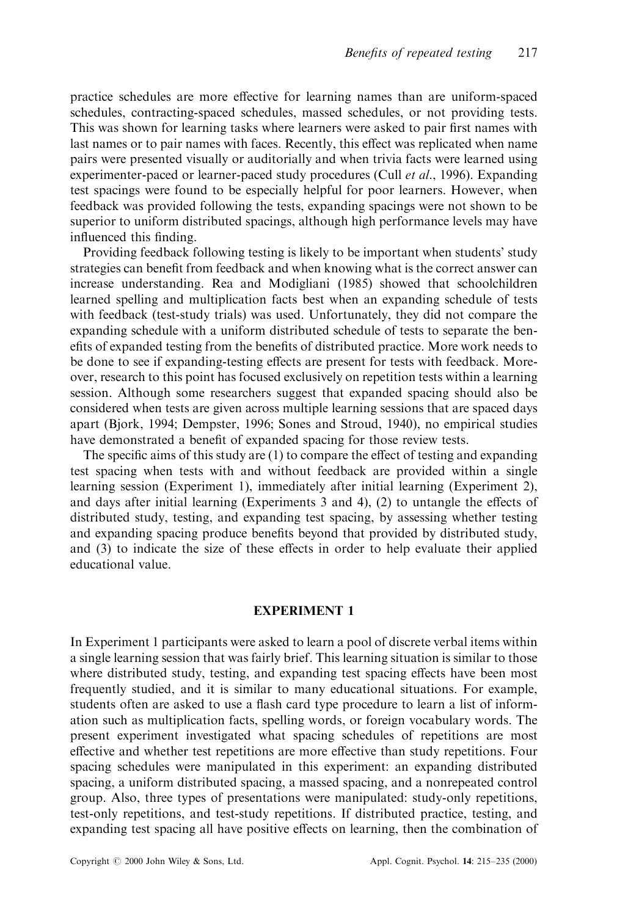practice schedules are more effective for learning names than are uniform-spaced schedules, contracting-spaced schedules, massed schedules, or not providing tests. This was shown for learning tasks where learners were asked to pair first names with last names or to pair names with faces. Recently, this effect was replicated when name pairs were presented visually or auditorially and when trivia facts were learned using experimenter-paced or learner-paced study procedures (Cull *et al*., 1996). Expanding test spacings were found to be especially helpful for poor learners. However, when feedback was provided following the tests, expanding spacings were not shown to be superior to uniform distributed spacings, although high performance levels may have influenced this finding.

Providing feedback following testing is likely to be important when students' study strategies can benefit from feedback and when knowing what is the correct answer can increase understanding. Rea and Modigliani (1985) showed that schoolchildren learned spelling and multiplication facts best when an expanding schedule of tests with feedback (test-study trials) was used. Unfortunately, they did not compare the expanding schedule with a uniform distributed schedule of tests to separate the benefits of expanded testing from the benefits of distributed practice. More work needs to be done to see if expanding-testing effects are present for tests with feedback. Moreover, research to this point has focused exclusively on repetition tests within a learning session. Although some researchers suggest that expanded spacing should also be considered when tests are given across multiple learning sessions that are spaced days apart (Bjork, 1994; Dempster, 1996; Sones and Stroud, 1940), no empirical studies have demonstrated a benefit of expanded spacing for those review tests.

The specific aims of this study are (1) to compare the effect of testing and expanding test spacing when tests with and without feedback are provided within a single learning session (Experiment 1), immediately after initial learning (Experiment 2), and days after initial learning (Experiments 3 and 4), (2) to untangle the effects of distributed study, testing, and expanding test spacing, by assessing whether testing and expanding spacing produce benefits beyond that provided by distributed study, and (3) to indicate the size of these effects in order to help evaluate their applied educational value.

## EXPERIMENT 1

In Experiment 1 participants were asked to learn a pool of discrete verbal items within a single learning session that was fairly brief. This learning situation is similar to those where distributed study, testing, and expanding test spacing effects have been most frequently studied, and it is similar to many educational situations. For example, students often are asked to use a flash card type procedure to learn a list of information such as multiplication facts, spelling words, or foreign vocabulary words. The present experiment investigated what spacing schedules of repetitions are most effective and whether test repetitions are more effective than study repetitions. Four spacing schedules were manipulated in this experiment: an expanding distributed spacing, a uniform distributed spacing, a massed spacing, and a nonrepeated control group. Also, three types of presentations were manipulated: study-only repetitions, test-only repetitions, and test-study repetitions. If distributed practice, testing, and expanding test spacing all have positive effects on learning, then the combination of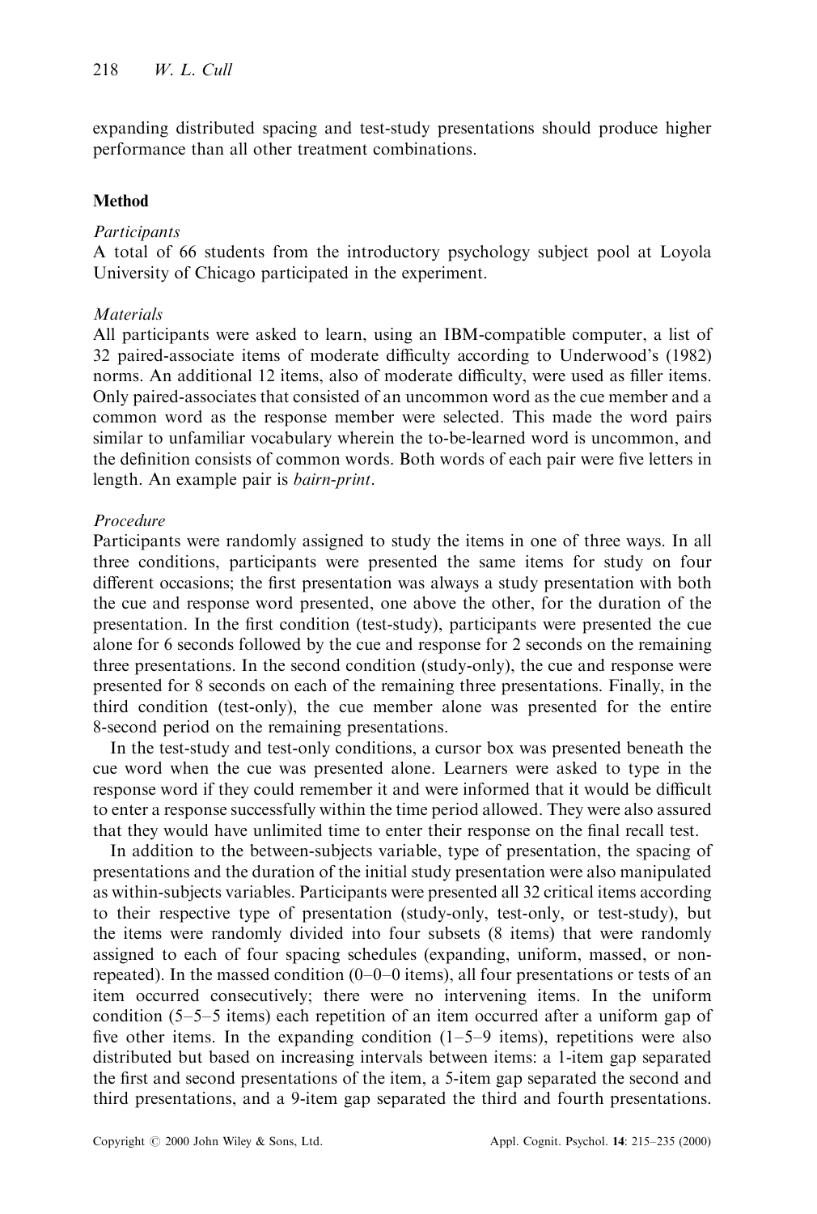expanding distributed spacing and test-study presentations should produce higher performance than all other treatment combinations.

## Method

### *Participants*

A total of 66 students from the introductory psychology subject pool at Loyola University of Chicago participated in the experiment.

### *Materials*

All participants were asked to learn, using an IBM-compatible computer, a list of 32 paired-associate items of moderate difficulty according to Underwood's (1982) norms. An additional 12 items, also of moderate difficulty, were used as filler items. Only paired-associates that consisted of an uncommon word as the cue member and a common word as the response member were selected. This made the word pairs similar to unfamiliar vocabulary wherein the to-be-learned word is uncommon, and the definition consists of common words. Both words of each pair were five letters in length. An example pair is *bairn-print*.

### *Procedure*

Participants were randomly assigned to study the items in one of three ways. In all three conditions, participants were presented the same items for study on four different occasions; the first presentation was always a study presentation with both the cue and response word presented, one above the other, for the duration of the presentation. In the first condition (test-study), participants were presented the cue alone for 6 seconds followed by the cue and response for 2 seconds on the remaining three presentations. In the second condition (study-only), the cue and response were presented for 8 seconds on each of the remaining three presentations. Finally, in the third condition (test-only), the cue member alone was presented for the entire 8-second period on the remaining presentations.

In the test-study and test-only conditions, a cursor box was presented beneath the cue word when the cue was presented alone. Learners were asked to type in the response word if they could remember it and were informed that it would be difficult to enter a response successfully within the time period allowed. They were also assured that they would have unlimited time to enter their response on the final recall test.

In addition to the between-subjects variable, type of presentation, the spacing of presentations and the duration of the initial study presentation were also manipulated as within-subjects variables. Participants were presented all 32 critical items according to their respective type of presentation (study-only, test-only, or test-study), but the items were randomly divided into four subsets (8 items) that were randomly assigned to each of four spacing schedules (expanding, uniform, massed, or non-repeated). In the massed condition (0–0–0 items), all four presentations or tests of an item occurred consecutively; there were no intervening items. In the uniform condition (5–5–5 items) each repetition of an item occurred after a uniform gap of five other items. In the expanding condition (1–5–9 items), repetitions were also distributed but based on increasing intervals between items: a 1-item gap separated the first and second presentations of the item, a 5-item gap separated the second and third presentations, and a 9-item gap separated the third and fourth presentations.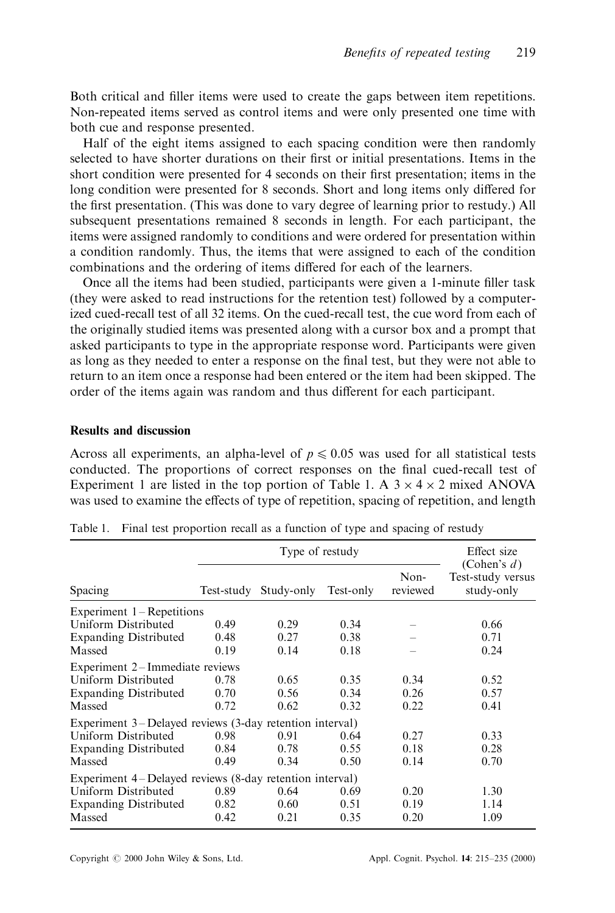Both critical and filler items were used to create the gaps between item repetitions. Non-repeated items served as control items and were only presented one time with both cue and response presented.

Half of the eight items assigned to each spacing condition were then randomly selected to have shorter durations on their first or initial presentations. Items in the short condition were presented for 4 seconds on their first presentation; items in the long condition were presented for 8 seconds. Short and long items only differed for the first presentation. (This was done to vary degree of learning prior to restudy.) All subsequent presentations remained 8 seconds in length. For each participant, the items were assigned randomly to conditions and were ordered for presentation within a condition randomly. Thus, the items that were assigned to each of the condition combinations and the ordering of items differed for each of the learners.

Once all the items had been studied, participants were given a 1-minute filler task (they were asked to read instructions for the retention test) followed by a computerized cued-recall test of all 32 items. On the cued-recall test, the cue word from each of the originally studied items was presented along with a cursor box and a prompt that asked participants to type in the appropriate response word. Participants were given as long as they needed to enter a response on the final test, but they were not able to return to an item once a response had been entered or the item had been skipped. The order of the items again was random and thus different for each participant.

### Results and discussion

Across all experiments, an alpha-level of $p \leqslant 0.05$ was used for all statistical tests conducted. The proportions of correct responses on the final cued-recall test of Experiment 1 are listed in the top portion of Table 1. A $3 \times 4 \times 2$ mixed ANOVA was used to examine the effects of type of repetition, spacing of repetition, and length

Table 1. Final test proportion recall as a function of type and spacing of restudy

| | Type of restudy | | | | Effect size (Cohen's $d$) |
|---|---|---|---|---|---|
| Spacing | Test-study | Study-only | Test-only | Non-reviewed | Test-study versus study-only |
| Experiment 1 – Repetitions | | | | | |
| Uniform Distributed | 0.49 | 0.29 | 0.34 | – | 0.66 |
| Expanding Distributed | 0.48 | 0.27 | 0.38 | – | 0.71 |
| Massed | 0.19 | 0.14 | 0.18 | – | 0.24 |
| Experiment 2 – Immediate reviews | | | | | |
| Uniform Distributed | 0.78 | 0.65 | 0.35 | 0.34 | 0.52 |
| Expanding Distributed | 0.70 | 0.56 | 0.34 | 0.26 | 0.57 |
| Massed | 0.72 | 0.62 | 0.32 | 0.22 | 0.41 |
| Experiment 3 – Delayed reviews (3-day retention interval) | | | | | |
| Uniform Distributed | 0.98 | 0.91 | 0.64 | 0.27 | 0.33 |
| Expanding Distributed | 0.84 | 0.78 | 0.55 | 0.18 | 0.28 |
| Massed | 0.49 | 0.34 | 0.50 | 0.14 | 0.70 |
| Experiment 4 – Delayed reviews (8-day retention interval) | | | | | |
| Uniform Distributed | 0.89 | 0.64 | 0.69 | 0.20 | 1.30 |
| Expanding Distributed | 0.82 | 0.60 | 0.51 | 0.19 | 1.14 |
| Massed | 0.42 | 0.21 | 0.35 | 0.20 | 1.09 |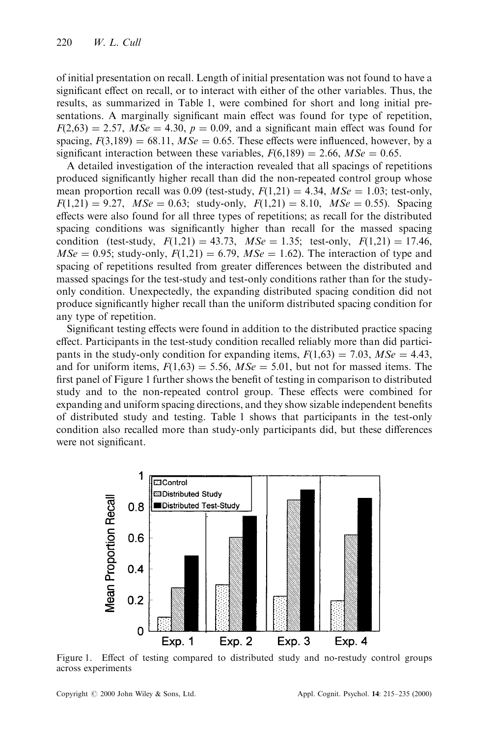of initial presentation on recall. Length of initial presentation was not found to have a significant effect on recall, or to interact with either of the other variables. Thus, the results, as summarized in Table 1, were combined for short and long initial presentations. A marginally significant main effect was found for type of repetition, $F(2,63) = 2.57$, $MSe = 4.30$, $p = 0.09$, and a significant main effect was found for spacing, $F(3,189) = 68.11$, $MSe = 0.65$. These effects were influenced, however, by a significant interaction between these variables, $F(6,189) = 2.66$, $MSe = 0.65$.

A detailed investigation of the interaction revealed that all spacings of repetitions produced significantly higher recall than did the non-repeated control group whose mean proportion recall was 0.09 (test-study, $F(1,21) = 4.34$, $MSe = 1.03$; test-only, $F(1,21) = 9.27$, $MSe = 0.63$; study-only, $F(1,21) = 8.10$, $MSe = 0.55$). Spacing effects were also found for all three types of repetitions; as recall for the distributed spacing conditions was significantly higher than recall for the massed spacing condition (test-study, $F(1,21) = 43.73$, $MSe = 1.35$; test-only, $F(1,21) = 17.46$, $MSe = 0.95$; study-only, $F(1,21) = 6.79$, $MSe = 1.62$). The interaction of type and spacing of repetitions resulted from greater differences between the distributed and massed spacings for the test-study and test-only conditions rather than for the study-only condition. Unexpectedly, the expanding distributed spacing condition did not produce significantly higher recall than the uniform distributed spacing condition for any type of repetition.

Significant testing effects were found in addition to the distributed practice spacing effect. Participants in the test-study condition recalled reliably more than did participants in the study-only condition for expanding items, $F(1,63) = 7.03$, $MSe = 4.43$, and for uniform items, $F(1,63) = 5.56$, $MSe = 5.01$, but not for massed items. The first panel of Figure 1 further shows the benefit of testing in comparison to distributed study and to the non-repeated control group. These effects were combined for expanding and uniform spacing directions, and they show sizable independent benefits of distributed study and testing. Table 1 shows that participants in the test-only condition also recalled more than study-only participants did, but these differences were not significant.

Figure 1. Effect of testing compared to distributed study and no-restudy control groups across experiments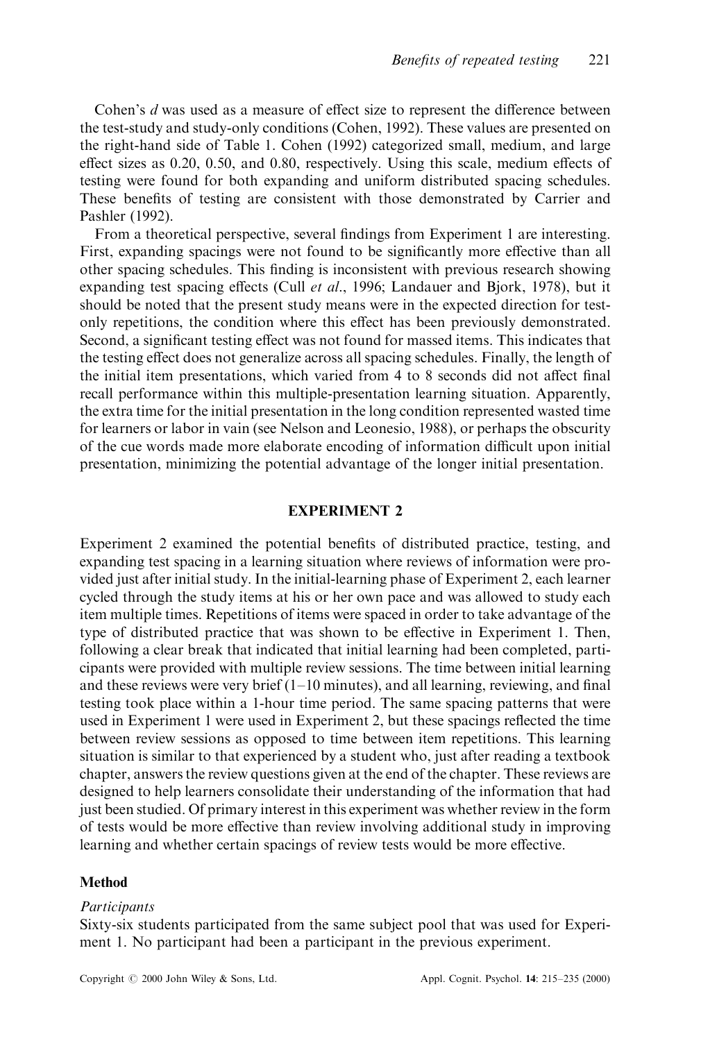Cohen's *d* was used as a measure of effect size to represent the difference between the test-study and study-only conditions (Cohen, 1992). These values are presented on the right-hand side of Table 1. Cohen (1992) categorized small, medium, and large effect sizes as 0.20, 0.50, and 0.80, respectively. Using this scale, medium effects of testing were found for both expanding and uniform distributed spacing schedules. These benefits of testing are consistent with those demonstrated by Carrier and Pashler (1992).

From a theoretical perspective, several findings from Experiment 1 are interesting. First, expanding spacings were not found to be significantly more effective than all other spacing schedules. This finding is inconsistent with previous research showing expanding test spacing effects (Cull *et al*., 1996; Landauer and Bjork, 1978), but it should be noted that the present study means were in the expected direction for test-only repetitions, the condition where this effect has been previously demonstrated. Second, a significant testing effect was not found for massed items. This indicates that the testing effect does not generalize across all spacing schedules. Finally, the length of the initial item presentations, which varied from 4 to 8 seconds did not affect final recall performance within this multiple-presentation learning situation. Apparently, the extra time for the initial presentation in the long condition represented wasted time for learners or labor in vain (see Nelson and Leonesio, 1988), or perhaps the obscurity of the cue words made more elaborate encoding of information difficult upon initial presentation, minimizing the potential advantage of the longer initial presentation.

## EXPERIMENT 2

Experiment 2 examined the potential benefits of distributed practice, testing, and expanding test spacing in a learning situation where reviews of information were provided just after initial study. In the initial-learning phase of Experiment 2, each learner cycled through the study items at his or her own pace and was allowed to study each item multiple times. Repetitions of items were spaced in order to take advantage of the type of distributed practice that was shown to be effective in Experiment 1. Then, following a clear break that indicated that initial learning had been completed, participants were provided with multiple review sessions. The time between initial learning and these reviews were very brief (1–10 minutes), and all learning, reviewing, and final testing took place within a 1-hour time period. The same spacing patterns that were used in Experiment 1 were used in Experiment 2, but these spacings reflected the time between review sessions as opposed to time between item repetitions. This learning situation is similar to that experienced by a student who, just after reading a textbook chapter, answers the review questions given at the end of the chapter. These reviews are designed to help learners consolidate their understanding of the information that had just been studied. Of primary interest in this experiment was whether review in the form of tests would be more effective than review involving additional study in improving learning and whether certain spacings of review tests would be more effective.

### Method

#### *Participants*

Sixty-six students participated from the same subject pool that was used for Experiment 1. No participant had been a participant in the previous experiment.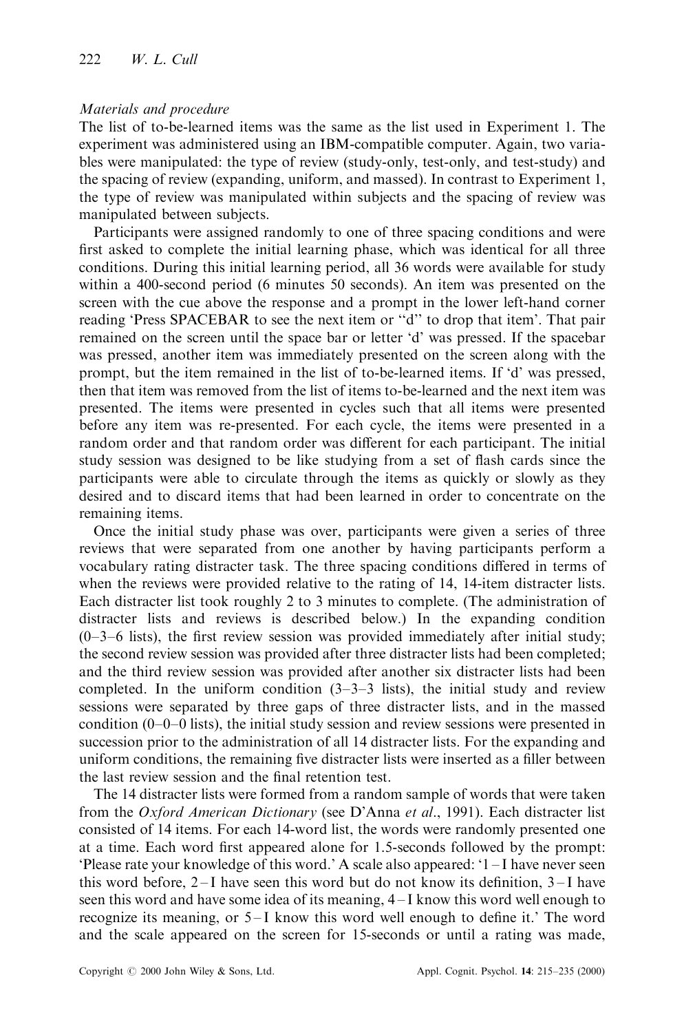*Materials and procedure*

The list of to-be-learned items was the same as the list used in Experiment 1. The experiment was administered using an IBM-compatible computer. Again, two variables were manipulated: the type of review (study-only, test-only, and test-study) and the spacing of review (expanding, uniform, and massed). In contrast to Experiment 1, the type of review was manipulated within subjects and the spacing of review was manipulated between subjects.

Participants were assigned randomly to one of three spacing conditions and were first asked to complete the initial learning phase, which was identical for all three conditions. During this initial learning period, all 36 words were available for study within a 400-second period (6 minutes 50 seconds). An item was presented on the screen with the cue above the response and a prompt in the lower left-hand corner reading 'Press SPACEBAR to see the next item or "d" to drop that item'. That pair remained on the screen until the space bar or letter 'd' was pressed. If the spacebar was pressed, another item was immediately presented on the screen along with the prompt, but the item remained in the list of to-be-learned items. If 'd' was pressed, then that item was removed from the list of items to-be-learned and the next item was presented. The items were presented in cycles such that all items were presented before any item was re-presented. For each cycle, the items were presented in a random order and that random order was different for each participant. The initial study session was designed to be like studying from a set of flash cards since the participants were able to circulate through the items as quickly or slowly as they desired and to discard items that had been learned in order to concentrate on the remaining items.

Once the initial study phase was over, participants were given a series of three reviews that were separated from one another by having participants perform a vocabulary rating distracter task. The three spacing conditions differed in terms of when the reviews were provided relative to the rating of 14, 14-item distracter lists. Each distracter list took roughly 2 to 3 minutes to complete. (The administration of distracter lists and reviews is described below.) In the expanding condition (0–3–6 lists), the first review session was provided immediately after initial study; the second review session was provided after three distracter lists had been completed; and the third review session was provided after another six distracter lists had been completed. In the uniform condition (3–3–3 lists), the initial study and review sessions were separated by three gaps of three distracter lists, and in the massed condition (0–0–0 lists), the initial study session and review sessions were presented in succession prior to the administration of all 14 distracter lists. For the expanding and uniform conditions, the remaining five distracter lists were inserted as a filler between the last review session and the final retention test.

The 14 distracter lists were formed from a random sample of words that were taken from the *Oxford American Dictionary* (see D'Anna *et al*., 1991). Each distracter list consisted of 14 items. For each 14-word list, the words were randomly presented one at a time. Each word first appeared alone for 1.5-seconds followed by the prompt: 'Please rate your knowledge of this word.' A scale also appeared: '1 – I have never seen this word before, 2 – I have seen this word but do not know its definition, 3 – I have seen this word and have some idea of its meaning, 4 – I know this word well enough to recognize its meaning, or 5 – I know this word well enough to define it.' The word and the scale appeared on the screen for 15-seconds or until a rating was made,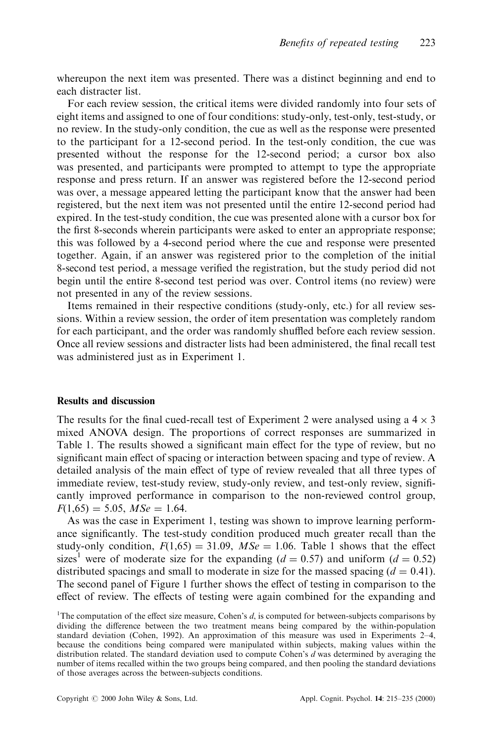whereupon the next item was presented. There was a distinct beginning and end to each distracter list.

For each review session, the critical items were divided randomly into four sets of eight items and assigned to one of four conditions: study-only, test-only, test-study, or no review. In the study-only condition, the cue as well as the response were presented to the participant for a 12-second period. In the test-only condition, the cue was presented without the response for the 12-second period; a cursor box also was presented, and participants were prompted to attempt to type the appropriate response and press return. If an answer was registered before the 12-second period was over, a message appeared letting the participant know that the answer had been registered, but the next item was not presented until the entire 12-second period had expired. In the test-study condition, the cue was presented alone with a cursor box for the first 8-seconds wherein participants were asked to enter an appropriate response; this was followed by a 4-second period where the cue and response were presented together. Again, if an answer was registered prior to the completion of the initial 8-second test period, a message verified the registration, but the study period did not begin until the entire 8-second test period was over. Control items (no review) were not presented in any of the review sessions.

Items remained in their respective conditions (study-only, etc.) for all review sessions. Within a review session, the order of item presentation was completely random for each participant, and the order was randomly shuffled before each review session. Once all review sessions and distracter lists had been administered, the final recall test was administered just as in Experiment 1.

### Results and discussion

The results for the final cued-recall test of Experiment 2 were analysed using a $4 \times 3$ mixed ANOVA design. The proportions of correct responses are summarized in Table 1. The results showed a significant main effect for the type of review, but no significant main effect of spacing or interaction between spacing and type of review. A detailed analysis of the main effect of type of review revealed that all three types of immediate review, test-study review, study-only review, and test-only review, significantly improved performance in comparison to the non-reviewed control group, $F(1,65) = 5.05$, $MSe = 1.64$.

As was the case in Experiment 1, testing was shown to improve learning performance significantly. The test-study condition produced much greater recall than the study-only condition, $F(1,65) = 31.09$, $MSe = 1.06$. Table 1 shows that the effect sizes[1] were of moderate size for the expanding ($d = 0.57$) and uniform ($d = 0.52$) distributed spacings and small to moderate in size for the massed spacing ($d = 0.41$). The second panel of Figure 1 further shows the effect of testing in comparison to the effect of review. The effects of testing were again combined for the expanding and

[1] The computation of the effect size measure, Cohen's $d$, is computed for between-subjects comparisons by dividing the difference between the two treatment means being compared by the within-population standard deviation (Cohen, 1992). An approximation of this measure was used in Experiments 2–4, because the conditions being compared were manipulated within subjects, making values within the distribution related. The standard deviation used to compute Cohen's $d$ was determined by averaging the number of items recalled within the two groups being compared, and then pooling the standard deviations of those averages across the between-subjects conditions.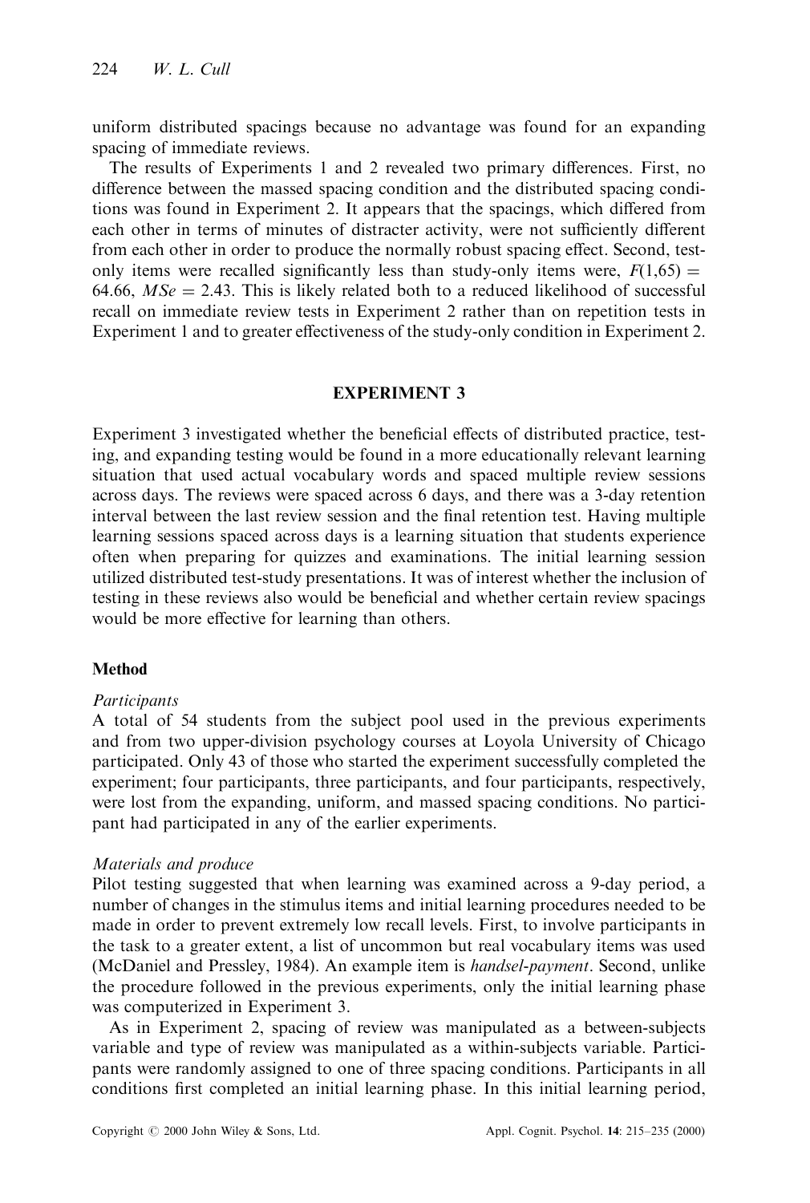uniform distributed spacings because no advantage was found for an expanding spacing of immediate reviews.

The results of Experiments 1 and 2 revealed two primary differences. First, no difference between the massed spacing condition and the distributed spacing conditions was found in Experiment 2. It appears that the spacings, which differed from each other in terms of minutes of distracter activity, were not sufficiently different from each other in order to produce the normally robust spacing effect. Second, test-only items were recalled significantly less than study-only items were, $F(1,65) = 64.66$, $MSe = 2.43$. This is likely related both to a reduced likelihood of successful recall on immediate review tests in Experiment 2 rather than on repetition tests in Experiment 1 and to greater effectiveness of the study-only condition in Experiment 2.

## EXPERIMENT 3

Experiment 3 investigated whether the beneficial effects of distributed practice, testing, and expanding testing would be found in a more educationally relevant learning situation that used actual vocabulary words and spaced multiple review sessions across days. The reviews were spaced across 6 days, and there was a 3-day retention interval between the last review session and the final retention test. Having multiple learning sessions spaced across days is a learning situation that students experience often when preparing for quizzes and examinations. The initial learning session utilized distributed test-study presentations. It was of interest whether the inclusion of testing in these reviews also would be beneficial and whether certain review spacings would be more effective for learning than others.

### Method

#### *Participants*

A total of 54 students from the subject pool used in the previous experiments and from two upper-division psychology courses at Loyola University of Chicago participated. Only 43 of those who started the experiment successfully completed the experiment; four participants, three participants, and four participants, respectively, were lost from the expanding, uniform, and massed spacing conditions. No participant had participated in any of the earlier experiments.

#### *Materials and produce*

Pilot testing suggested that when learning was examined across a 9-day period, a number of changes in the stimulus items and initial learning procedures needed to be made in order to prevent extremely low recall levels. First, to involve participants in the task to a greater extent, a list of uncommon but real vocabulary items was used (McDaniel and Pressley, 1984). An example item is *handsel-payment*. Second, unlike the procedure followed in the previous experiments, only the initial learning phase was computerized in Experiment 3.

As in Experiment 2, spacing of review was manipulated as a between-subjects variable and type of review was manipulated as a within-subjects variable. Participants were randomly assigned to one of three spacing conditions. Participants in all conditions first completed an initial learning phase. In this initial learning period,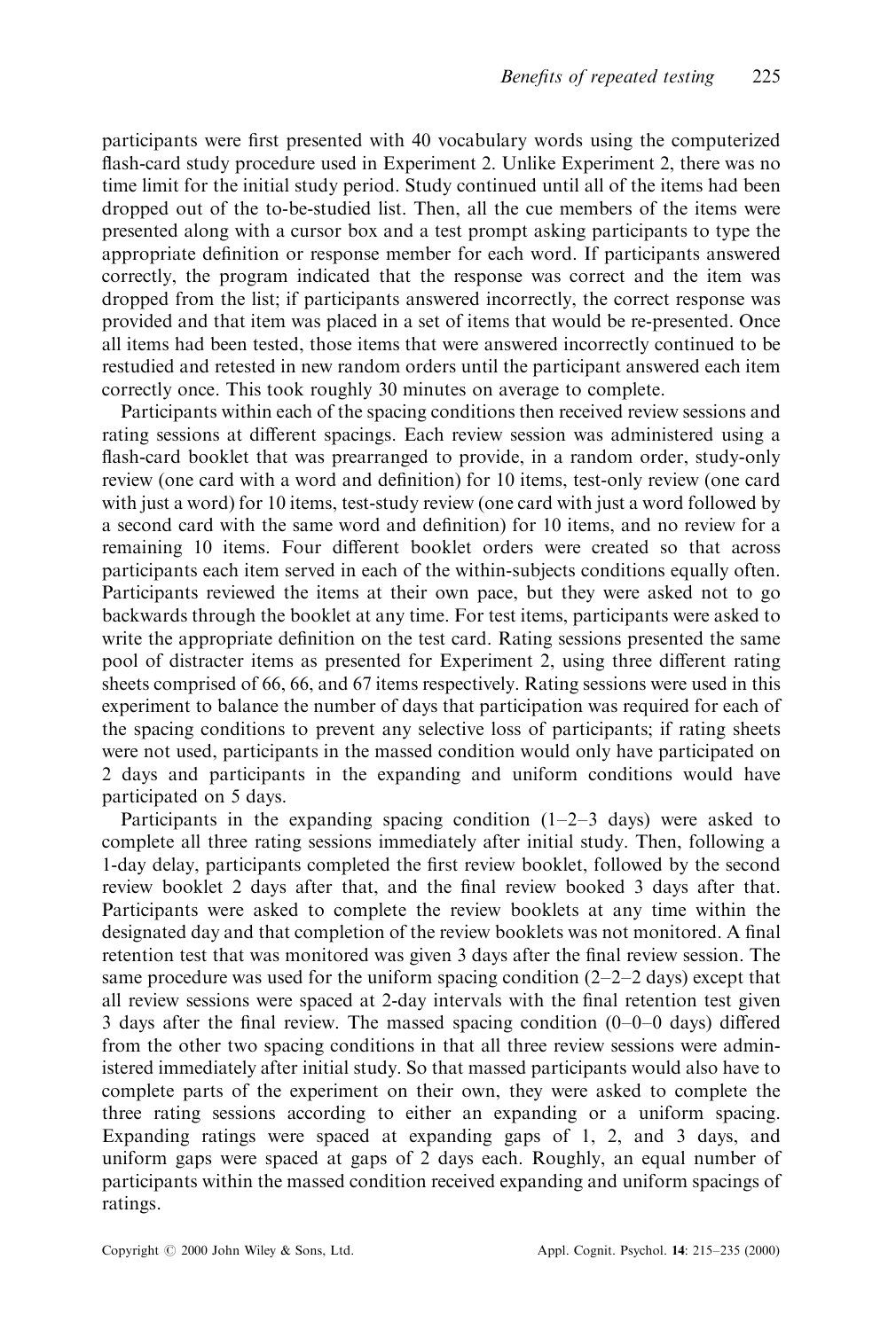participants were first presented with 40 vocabulary words using the computerized flash-card study procedure used in Experiment 2. Unlike Experiment 2, there was no time limit for the initial study period. Study continued until all of the items had been dropped out of the to-be-studied list. Then, all the cue members of the items were presented along with a cursor box and a test prompt asking participants to type the appropriate definition or response member for each word. If participants answered correctly, the program indicated that the response was correct and the item was dropped from the list; if participants answered incorrectly, the correct response was provided and that item was placed in a set of items that would be re-presented. Once all items had been tested, those items that were answered incorrectly continued to be restudied and retested in new random orders until the participant answered each item correctly once. This took roughly 30 minutes on average to complete.

Participants within each of the spacing conditions then received review sessions and rating sessions at different spacings. Each review session was administered using a flash-card booklet that was prearranged to provide, in a random order, study-only review (one card with a word and definition) for 10 items, test-only review (one card with just a word) for 10 items, test-study review (one card with just a word followed by a second card with the same word and definition) for 10 items, and no review for a remaining 10 items. Four different booklet orders were created so that across participants each item served in each of the within-subjects conditions equally often. Participants reviewed the items at their own pace, but they were asked not to go backwards through the booklet at any time. For test items, participants were asked to write the appropriate definition on the test card. Rating sessions presented the same pool of distracter items as presented for Experiment 2, using three different rating sheets comprised of 66, 66, and 67 items respectively. Rating sessions were used in this experiment to balance the number of days that participation was required for each of the spacing conditions to prevent any selective loss of participants; if rating sheets were not used, participants in the massed condition would only have participated on 2 days and participants in the expanding and uniform conditions would have participated on 5 days.

Participants in the expanding spacing condition (1–2–3 days) were asked to complete all three rating sessions immediately after initial study. Then, following a 1-day delay, participants completed the first review booklet, followed by the second review booklet 2 days after that, and the final review booked 3 days after that. Participants were asked to complete the review booklets at any time within the designated day and that completion of the review booklets was not monitored. A final retention test that was monitored was given 3 days after the final review session. The same procedure was used for the uniform spacing condition (2–2–2 days) except that all review sessions were spaced at 2-day intervals with the final retention test given 3 days after the final review. The massed spacing condition (0–0–0 days) differed from the other two spacing conditions in that all three review sessions were administered immediately after initial study. So that massed participants would also have to complete parts of the experiment on their own, they were asked to complete the three rating sessions according to either an expanding or a uniform spacing. Expanding ratings were spaced at expanding gaps of 1, 2, and 3 days, and uniform gaps were spaced at gaps of 2 days each. Roughly, an equal number of participants within the massed condition received expanding and uniform spacings of ratings.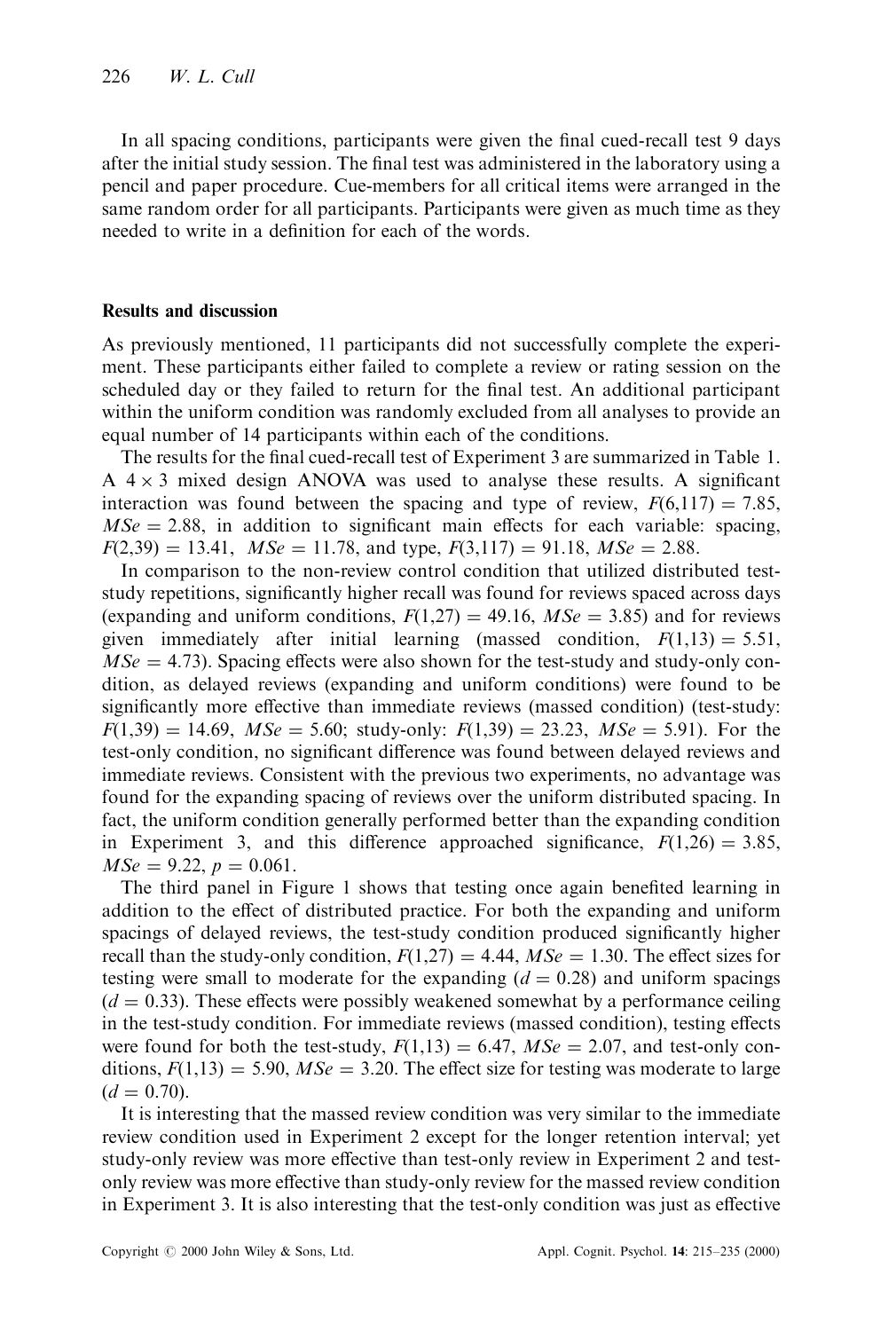In all spacing conditions, participants were given the final cued-recall test 9 days after the initial study session. The final test was administered in the laboratory using a pencil and paper procedure. Cue-members for all critical items were arranged in the same random order for all participants. Participants were given as much time as they needed to write in a definition for each of the words.

### Results and discussion

As previously mentioned, 11 participants did not successfully complete the experiment. These participants either failed to complete a review or rating session on the scheduled day or they failed to return for the final test. An additional participant within the uniform condition was randomly excluded from all analyses to provide an equal number of 14 participants within each of the conditions.

The results for the final cued-recall test of Experiment 3 are summarized in Table 1. A $4 \times 3$ mixed design ANOVA was used to analyse these results. A significant interaction was found between the spacing and type of review, $F(6,117) = 7.85$, $MSe = 2.88$, in addition to significant main effects for each variable: spacing, $F(2,39) = 13.41$, $MSe = 11.78$, and type, $F(3,117) = 91.18$, $MSe = 2.88$.

In comparison to the non-review control condition that utilized distributed test-study repetitions, significantly higher recall was found for reviews spaced across days (expanding and uniform conditions, $F(1,27) = 49.16$, $MSe = 3.85$) and for reviews given immediately after initial learning (massed condition, $F(1,13) = 5.51$, $MSe = 4.73$). Spacing effects were also shown for the test-study and study-only condition, as delayed reviews (expanding and uniform conditions) were found to be significantly more effective than immediate reviews (massed condition) (test-study: $F(1,39) = 14.69$, $MSe = 5.60$; study-only: $F(1,39) = 23.23$, $MSe = 5.91$). For the test-only condition, no significant difference was found between delayed reviews and immediate reviews. Consistent with the previous two experiments, no advantage was found for the expanding spacing of reviews over the uniform distributed spacing. In fact, the uniform condition generally performed better than the expanding condition in Experiment 3, and this difference approached significance, $F(1,26) = 3.85$, $MSe = 9.22$, $p = 0.061$.

The third panel in Figure 1 shows that testing once again benefited learning in addition to the effect of distributed practice. For both the expanding and uniform spacings of delayed reviews, the test-study condition produced significantly higher recall than the study-only condition, $F(1,27) = 4.44$, $MSe = 1.30$. The effect sizes for testing were small to moderate for the expanding ($d = 0.28$) and uniform spacings ($d = 0.33$). These effects were possibly weakened somewhat by a performance ceiling in the test-study condition. For immediate reviews (massed condition), testing effects were found for both the test-study, $F(1,13) = 6.47$, $MSe = 2.07$, and test-only conditions, $F(1,13) = 5.90$, $MSe = 3.20$. The effect size for testing was moderate to large ($d = 0.70$).

It is interesting that the massed review condition was very similar to the immediate review condition used in Experiment 2 except for the longer retention interval; yet study-only review was more effective than test-only review in Experiment 2 and test-only review was more effective than study-only review for the massed review condition in Experiment 3. It is also interesting that the test-only condition was just as effective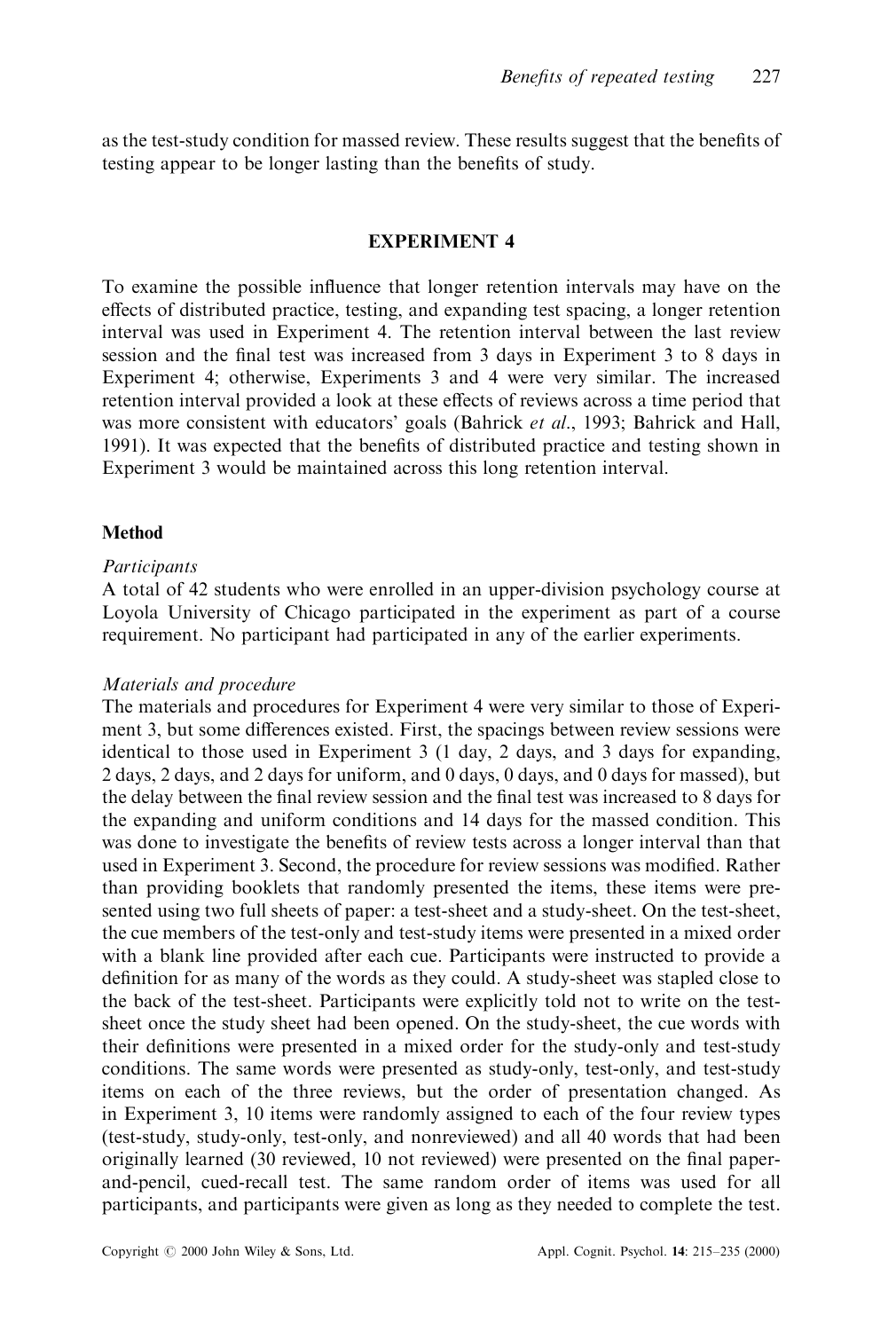as the test-study condition for massed review. These results suggest that the benefits of testing appear to be longer lasting than the benefits of study.

## EXPERIMENT 4

To examine the possible influence that longer retention intervals may have on the effects of distributed practice, testing, and expanding test spacing, a longer retention interval was used in Experiment 4. The retention interval between the last review session and the final test was increased from 3 days in Experiment 3 to 8 days in Experiment 4; otherwise, Experiments 3 and 4 were very similar. The increased retention interval provided a look at these effects of reviews across a time period that was more consistent with educators' goals (Bahrick *et al*., 1993; Bahrick and Hall, 1991). It was expected that the benefits of distributed practice and testing shown in Experiment 3 would be maintained across this long retention interval.

### Method

*Participants*

A total of 42 students who were enrolled in an upper-division psychology course at Loyola University of Chicago participated in the experiment as part of a course requirement. No participant had participated in any of the earlier experiments.

*Materials and procedure*

The materials and procedures for Experiment 4 were very similar to those of Experiment 3, but some differences existed. First, the spacings between review sessions were identical to those used in Experiment 3 (1 day, 2 days, and 3 days for expanding, 2 days, 2 days, and 2 days for uniform, and 0 days, 0 days, and 0 days for massed), but the delay between the final review session and the final test was increased to 8 days for the expanding and uniform conditions and 14 days for the massed condition. This was done to investigate the benefits of review tests across a longer interval than that used in Experiment 3. Second, the procedure for review sessions was modified. Rather than providing booklets that randomly presented the items, these items were presented using two full sheets of paper: a test-sheet and a study-sheet. On the test-sheet, the cue members of the test-only and test-study items were presented in a mixed order with a blank line provided after each cue. Participants were instructed to provide a definition for as many of the words as they could. A study-sheet was stapled close to the back of the test-sheet. Participants were explicitly told not to write on the test-sheet once the study sheet had been opened. On the study-sheet, the cue words with their definitions were presented in a mixed order for the study-only and test-study conditions. The same words were presented as study-only, test-only, and test-study items on each of the three reviews, but the order of presentation changed. As in Experiment 3, 10 items were randomly assigned to each of the four review types (test-study, study-only, test-only, and nonreviewed) and all 40 words that had been originally learned (30 reviewed, 10 not reviewed) were presented on the final paper-and-pencil, cued-recall test. The same random order of items was used for all participants, and participants were given as long as they needed to complete the test.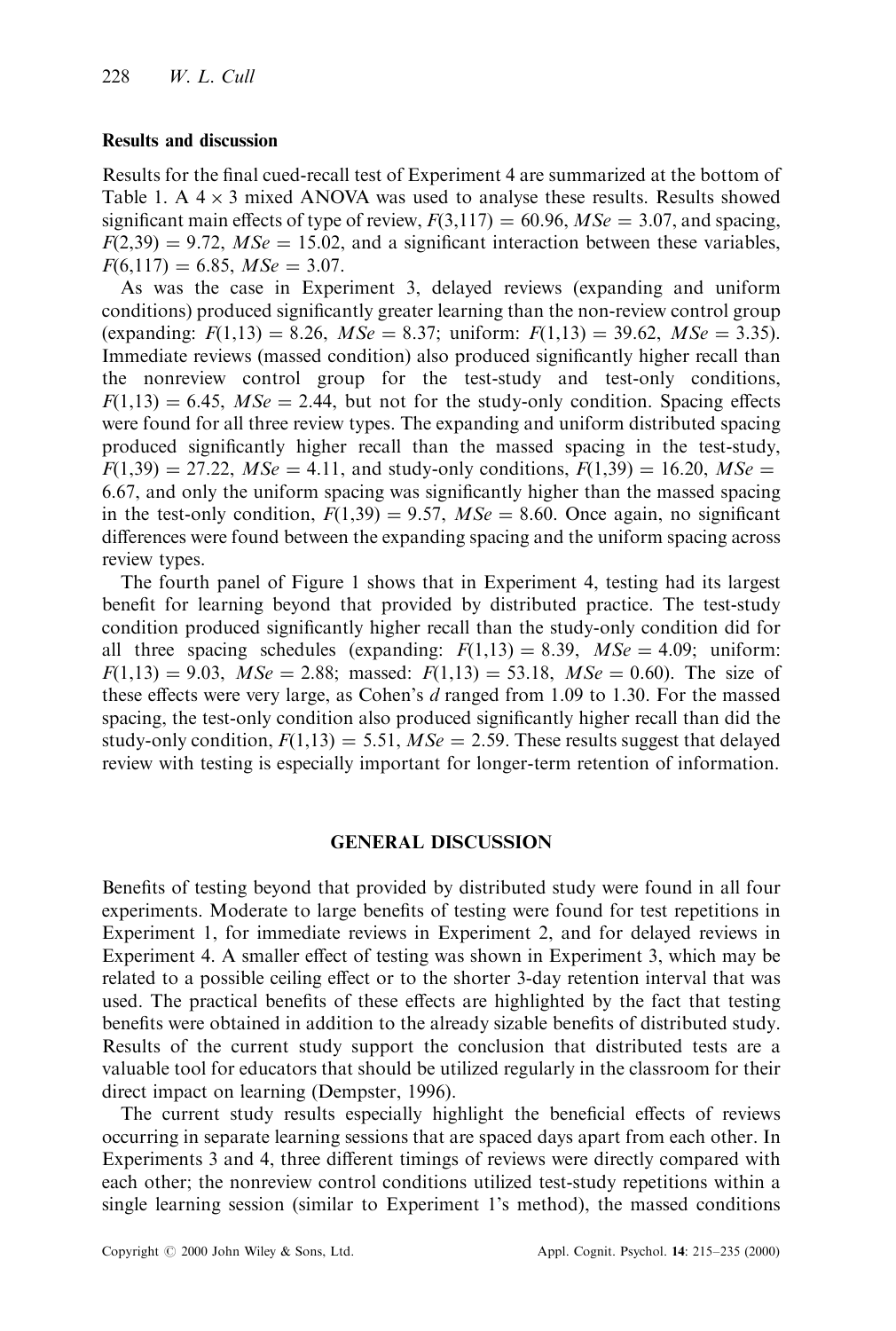### Results and discussion

Results for the final cued-recall test of Experiment 4 are summarized at the bottom of Table 1. A $4 \times 3$ mixed ANOVA was used to analyse these results. Results showed significant main effects of type of review, $F(3,117) = 60.96$, $MSe = 3.07$, and spacing, $F(2,39) = 9.72$, $MSe = 15.02$, and a significant interaction between these variables, $F(6,117) = 6.85$, $MSe = 3.07$.

As was the case in Experiment 3, delayed reviews (expanding and uniform conditions) produced significantly greater learning than the non-review control group (expanding: $F(1,13) = 8.26$, $MSe = 8.37$; uniform: $F(1,13) = 39.62$, $MSe = 3.35$). Immediate reviews (massed condition) also produced significantly higher recall than the nonreview control group for the test-study and test-only conditions, $F(1,13) = 6.45$, $MSe = 2.44$, but not for the study-only condition. Spacing effects were found for all three review types. The expanding and uniform distributed spacing produced significantly higher recall than the massed spacing in the test-study, $F(1,39) = 27.22$, $MSe = 4.11$, and study-only conditions, $F(1,39) = 16.20$, $MSe = 6.67$, and only the uniform spacing was significantly higher than the massed spacing in the test-only condition, $F(1,39) = 9.57$, $MSe = 8.60$. Once again, no significant differences were found between the expanding spacing and the uniform spacing across review types.

The fourth panel of Figure 1 shows that in Experiment 4, testing had its largest benefit for learning beyond that provided by distributed practice. The test-study condition produced significantly higher recall than the study-only condition did for all three spacing schedules (expanding: $F(1,13) = 8.39$, $MSe = 4.09$; uniform: $F(1,13) = 9.03$, $MSe = 2.88$; massed: $F(1,13) = 53.18$, $MSe = 0.60$). The size of these effects were very large, as Cohen's $d$ ranged from 1.09 to 1.30. For the massed spacing, the test-only condition also produced significantly higher recall than did the study-only condition, $F(1,13) = 5.51$, $MSe = 2.59$. These results suggest that delayed review with testing is especially important for longer-term retention of information.

## GENERAL DISCUSSION

Benefits of testing beyond that provided by distributed study were found in all four experiments. Moderate to large benefits of testing were found for test repetitions in Experiment 1, for immediate reviews in Experiment 2, and for delayed reviews in Experiment 4. A smaller effect of testing was shown in Experiment 3, which may be related to a possible ceiling effect or to the shorter 3-day retention interval that was used. The practical benefits of these effects are highlighted by the fact that testing benefits were obtained in addition to the already sizable benefits of distributed study. Results of the current study support the conclusion that distributed tests are a valuable tool for educators that should be utilized regularly in the classroom for their direct impact on learning (Dempster, 1996).

The current study results especially highlight the beneficial effects of reviews occurring in separate learning sessions that are spaced days apart from each other. In Experiments 3 and 4, three different timings of reviews were directly compared with each other; the nonreview control conditions utilized test-study repetitions within a single learning session (similar to Experiment 1's method), the massed conditions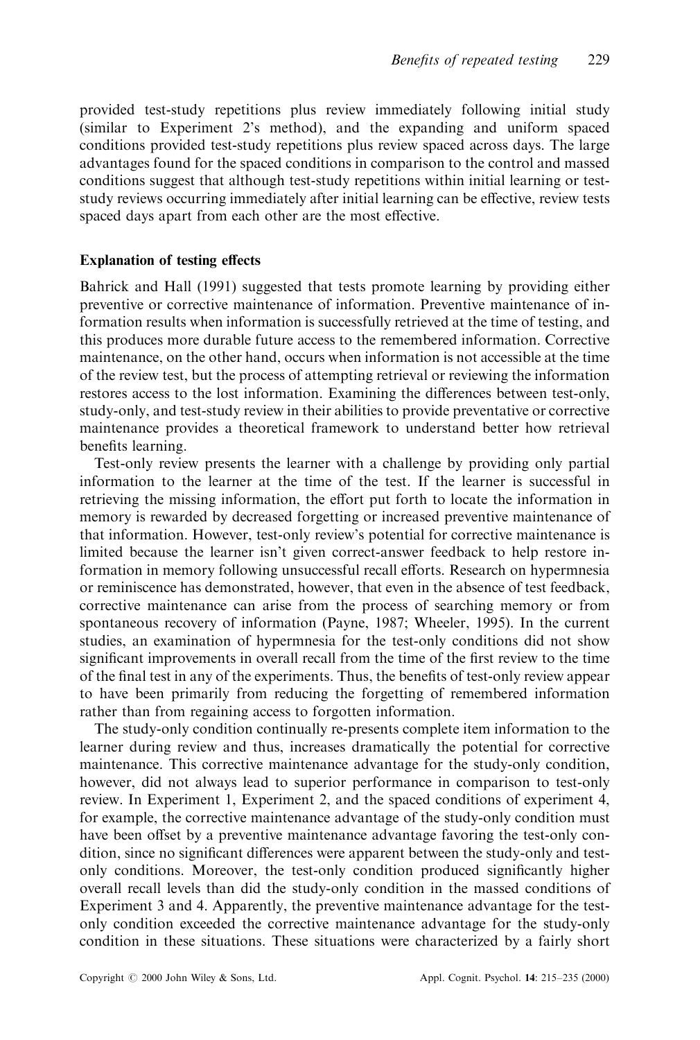provided test-study repetitions plus review immediately following initial study (similar to Experiment 2's method), and the expanding and uniform spaced conditions provided test-study repetitions plus review spaced across days. The large advantages found for the spaced conditions in comparison to the control and massed conditions suggest that although test-study repetitions within initial learning or test-study reviews occurring immediately after initial learning can be effective, review tests spaced days apart from each other are the most effective.

### Explanation of testing effects

Bahrick and Hall (1991) suggested that tests promote learning by providing either preventive or corrective maintenance of information. Preventive maintenance of information results when information is successfully retrieved at the time of testing, and this produces more durable future access to the remembered information. Corrective maintenance, on the other hand, occurs when information is not accessible at the time of the review test, but the process of attempting retrieval or reviewing the information restores access to the lost information. Examining the differences between test-only, study-only, and test-study review in their abilities to provide preventative or corrective maintenance provides a theoretical framework to understand better how retrieval benefits learning.

Test-only review presents the learner with a challenge by providing only partial information to the learner at the time of the test. If the learner is successful in retrieving the missing information, the effort put forth to locate the information in memory is rewarded by decreased forgetting or increased preventive maintenance of that information. However, test-only review's potential for corrective maintenance is limited because the learner isn't given correct-answer feedback to help restore information in memory following unsuccessful recall efforts. Research on hypermnesia or reminiscence has demonstrated, however, that even in the absence of test feedback, corrective maintenance can arise from the process of searching memory or from spontaneous recovery of information (Payne, 1987; Wheeler, 1995). In the current studies, an examination of hypermnesia for the test-only conditions did not show significant improvements in overall recall from the time of the first review to the time of the final test in any of the experiments. Thus, the benefits of test-only review appear to have been primarily from reducing the forgetting of remembered information rather than from regaining access to forgotten information.

The study-only condition continually re-presents complete item information to the learner during review and thus, increases dramatically the potential for corrective maintenance. This corrective maintenance advantage for the study-only condition, however, did not always lead to superior performance in comparison to test-only review. In Experiment 1, Experiment 2, and the spaced conditions of experiment 4, for example, the corrective maintenance advantage of the study-only condition must have been offset by a preventive maintenance advantage favoring the test-only condition, since no significant differences were apparent between the study-only and test-only conditions. Moreover, the test-only condition produced significantly higher overall recall levels than did the study-only condition in the massed conditions of Experiment 3 and 4. Apparently, the preventive maintenance advantage for the test-only condition exceeded the corrective maintenance advantage for the study-only condition in these situations. These situations were characterized by a fairly short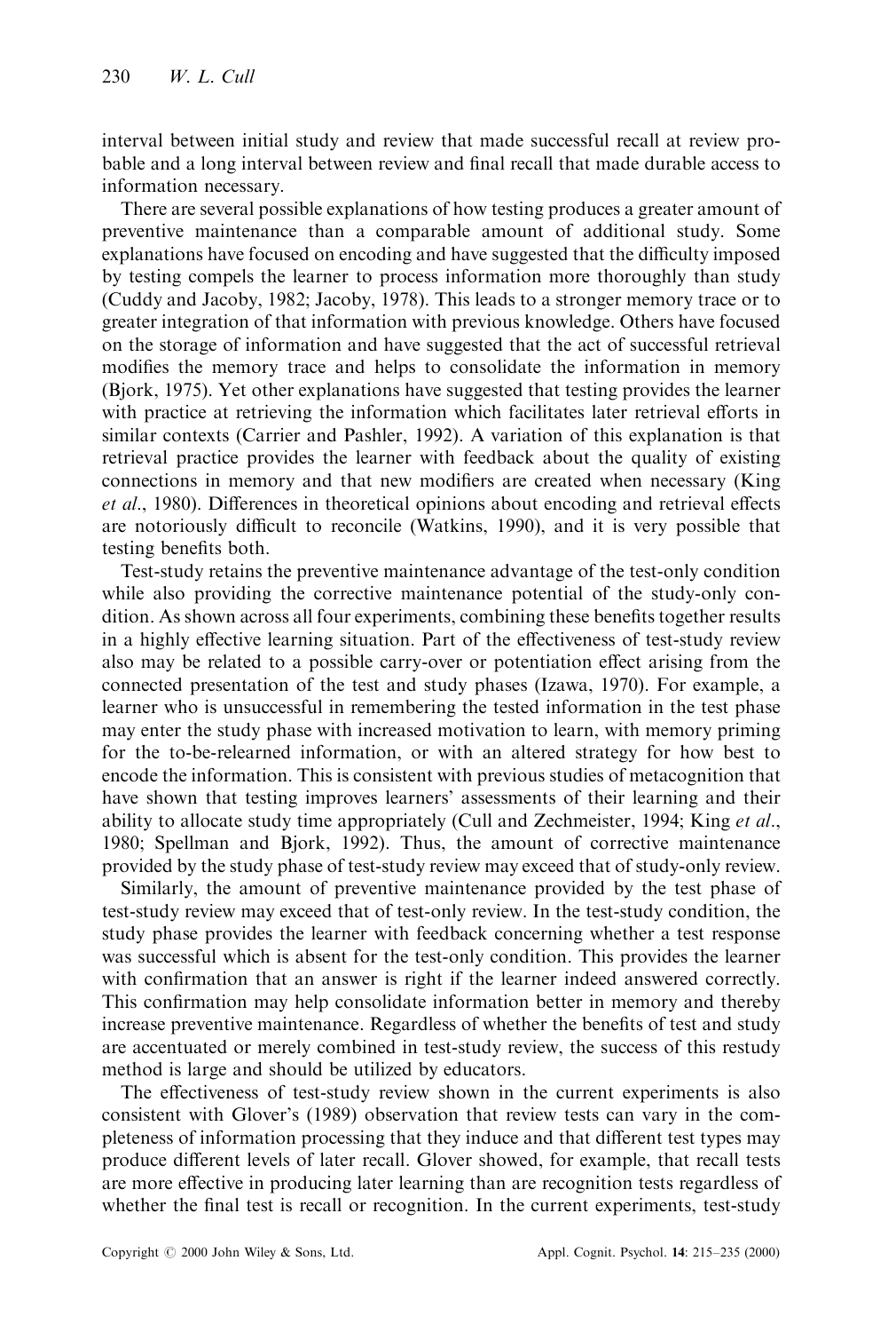interval between initial study and review that made successful recall at review probable and a long interval between review and final recall that made durable access to information necessary.

There are several possible explanations of how testing produces a greater amount of preventive maintenance than a comparable amount of additional study. Some explanations have focused on encoding and have suggested that the difficulty imposed by testing compels the learner to process information more thoroughly than study (Cuddy and Jacoby, 1982; Jacoby, 1978). This leads to a stronger memory trace or to greater integration of that information with previous knowledge. Others have focused on the storage of information and have suggested that the act of successful retrieval modifies the memory trace and helps to consolidate the information in memory (Bjork, 1975). Yet other explanations have suggested that testing provides the learner with practice at retrieving the information which facilitates later retrieval efforts in similar contexts (Carrier and Pashler, 1992). A variation of this explanation is that retrieval practice provides the learner with feedback about the quality of existing connections in memory and that new modifiers are created when necessary (King *et al*., 1980). Differences in theoretical opinions about encoding and retrieval effects are notoriously difficult to reconcile (Watkins, 1990), and it is very possible that testing benefits both.

Test-study retains the preventive maintenance advantage of the test-only condition while also providing the corrective maintenance potential of the study-only condition. As shown across all four experiments, combining these benefits together results in a highly effective learning situation. Part of the effectiveness of test-study review also may be related to a possible carry-over or potentiation effect arising from the connected presentation of the test and study phases (Izawa, 1970). For example, a learner who is unsuccessful in remembering the tested information in the test phase may enter the study phase with increased motivation to learn, with memory priming for the to-be-relearned information, or with an altered strategy for how best to encode the information. This is consistent with previous studies of metacognition that have shown that testing improves learners' assessments of their learning and their ability to allocate study time appropriately (Cull and Zechmeister, 1994; King *et al*., 1980; Spellman and Bjork, 1992). Thus, the amount of corrective maintenance provided by the study phase of test-study review may exceed that of study-only review.

Similarly, the amount of preventive maintenance provided by the test phase of test-study review may exceed that of test-only review. In the test-study condition, the study phase provides the learner with feedback concerning whether a test response was successful which is absent for the test-only condition. This provides the learner with confirmation that an answer is right if the learner indeed answered correctly. This confirmation may help consolidate information better in memory and thereby increase preventive maintenance. Regardless of whether the benefits of test and study are accentuated or merely combined in test-study review, the success of this restudy method is large and should be utilized by educators.

The effectiveness of test-study review shown in the current experiments is also consistent with Glover's (1989) observation that review tests can vary in the completeness of information processing that they induce and that different test types may produce different levels of later recall. Glover showed, for example, that recall tests are more effective in producing later learning than are recognition tests regardless of whether the final test is recall or recognition. In the current experiments, test-study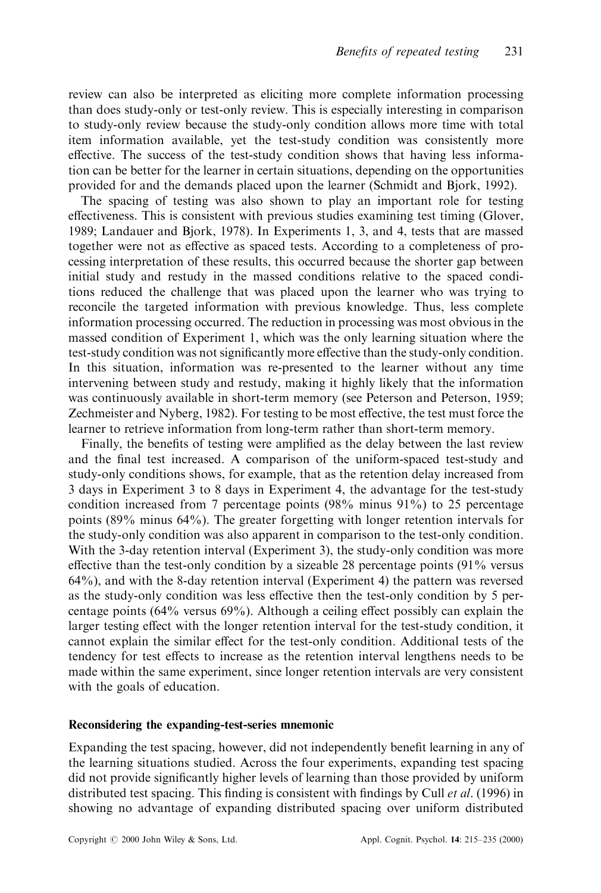review can also be interpreted as eliciting more complete information processing than does study-only or test-only review. This is especially interesting in comparison to study-only review because the study-only condition allows more time with total item information available, yet the test-study condition was consistently more effective. The success of the test-study condition shows that having less information can be better for the learner in certain situations, depending on the opportunities provided for and the demands placed upon the learner (Schmidt and Bjork, 1992).

The spacing of testing was also shown to play an important role for testing effectiveness. This is consistent with previous studies examining test timing (Glover, 1989; Landauer and Bjork, 1978). In Experiments 1, 3, and 4, tests that are massed together were not as effective as spaced tests. According to a completeness of processing interpretation of these results, this occurred because the shorter gap between initial study and restudy in the massed conditions relative to the spaced conditions reduced the challenge that was placed upon the learner who was trying to reconcile the targeted information with previous knowledge. Thus, less complete information processing occurred. The reduction in processing was most obvious in the massed condition of Experiment 1, which was the only learning situation where the test-study condition was not significantly more effective than the study-only condition. In this situation, information was re-presented to the learner without any time intervening between study and restudy, making it highly likely that the information was continuously available in short-term memory (see Peterson and Peterson, 1959; Zechmeister and Nyberg, 1982). For testing to be most effective, the test must force the learner to retrieve information from long-term rather than short-term memory.

Finally, the benefits of testing were amplified as the delay between the last review and the final test increased. A comparison of the uniform-spaced test-study and study-only conditions shows, for example, that as the retention delay increased from 3 days in Experiment 3 to 8 days in Experiment 4, the advantage for the test-study condition increased from 7 percentage points (98% minus 91%) to 25 percentage points (89% minus 64%). The greater forgetting with longer retention intervals for the study-only condition was also apparent in comparison to the test-only condition. With the 3-day retention interval (Experiment 3), the study-only condition was more effective than the test-only condition by a sizeable 28 percentage points (91% versus 64%), and with the 8-day retention interval (Experiment 4) the pattern was reversed as the study-only condition was less effective then the test-only condition by 5 percentage points (64% versus 69%). Although a ceiling effect possibly can explain the larger testing effect with the longer retention interval for the test-study condition, it cannot explain the similar effect for the test-only condition. Additional tests of the tendency for test effects to increase as the retention interval lengthens needs to be made within the same experiment, since longer retention intervals are very consistent with the goals of education.

### Reconsidering the expanding-test-series mnemonic

Expanding the test spacing, however, did not independently benefit learning in any of the learning situations studied. Across the four experiments, expanding test spacing did not provide significantly higher levels of learning than those provided by uniform distributed test spacing. This finding is consistent with findings by Cull *et al*. (1996) in showing no advantage of expanding distributed spacing over uniform distributed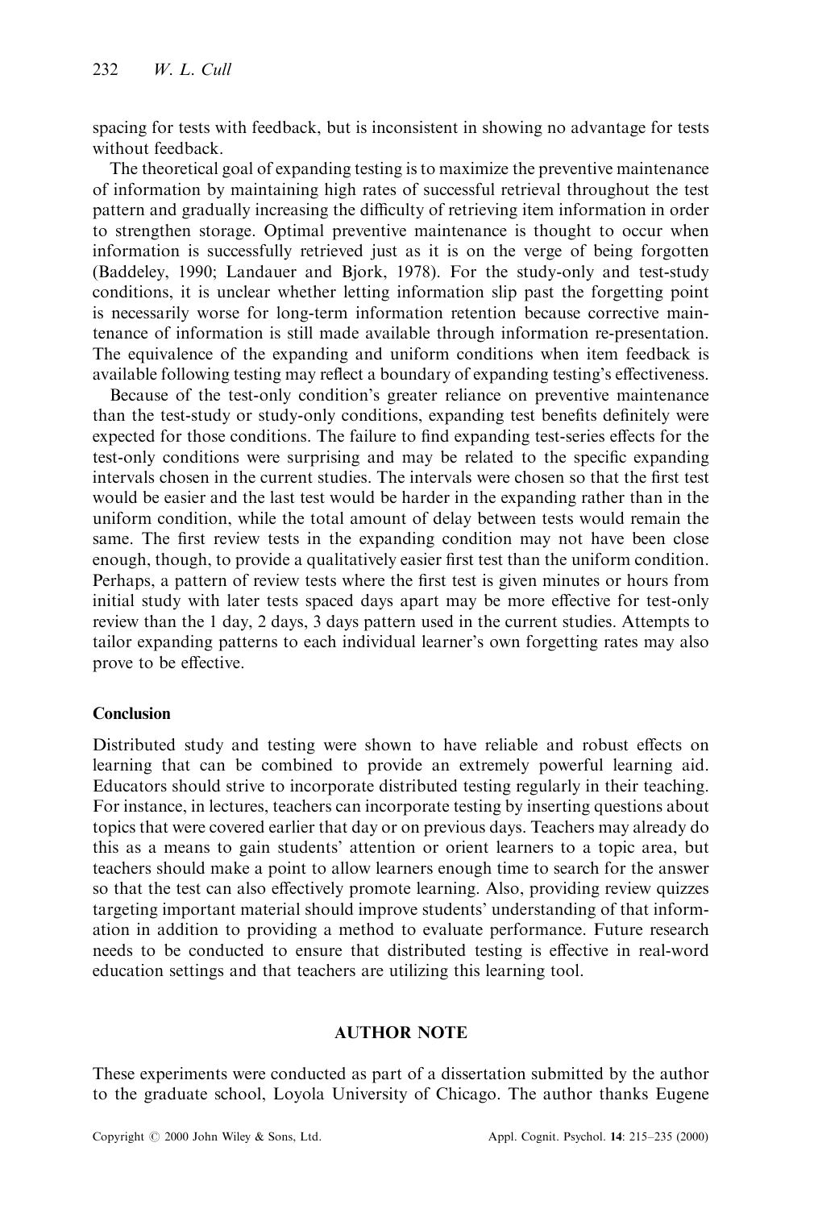spacing for tests with feedback, but is inconsistent in showing no advantage for tests without feedback.

The theoretical goal of expanding testing is to maximize the preventive maintenance of information by maintaining high rates of successful retrieval throughout the test pattern and gradually increasing the difficulty of retrieving item information in order to strengthen storage. Optimal preventive maintenance is thought to occur when information is successfully retrieved just as it is on the verge of being forgotten (Baddeley, 1990; Landauer and Bjork, 1978). For the study-only and test-study conditions, it is unclear whether letting information slip past the forgetting point is necessarily worse for long-term information retention because corrective maintenance of information is still made available through information re-presentation. The equivalence of the expanding and uniform conditions when item feedback is available following testing may reflect a boundary of expanding testing's effectiveness.

Because of the test-only condition's greater reliance on preventive maintenance than the test-study or study-only conditions, expanding test benefits definitely were expected for those conditions. The failure to find expanding test-series effects for the test-only conditions were surprising and may be related to the specific expanding intervals chosen in the current studies. The intervals were chosen so that the first test would be easier and the last test would be harder in the expanding rather than in the uniform condition, while the total amount of delay between tests would remain the same. The first review tests in the expanding condition may not have been close enough, though, to provide a qualitatively easier first test than the uniform condition. Perhaps, a pattern of review tests where the first test is given minutes or hours from initial study with later tests spaced days apart may be more effective for test-only review than the 1 day, 2 days, 3 days pattern used in the current studies. Attempts to tailor expanding patterns to each individual learner's own forgetting rates may also prove to be effective.

## Conclusion

Distributed study and testing were shown to have reliable and robust effects on learning that can be combined to provide an extremely powerful learning aid. Educators should strive to incorporate distributed testing regularly in their teaching. For instance, in lectures, teachers can incorporate testing by inserting questions about topics that were covered earlier that day or on previous days. Teachers may already do this as a means to gain students' attention or orient learners to a topic area, but teachers should make a point to allow learners enough time to search for the answer so that the test can also effectively promote learning. Also, providing review quizzes targeting important material should improve students' understanding of that information in addition to providing a method to evaluate performance. Future research needs to be conducted to ensure that distributed testing is effective in real-word education settings and that teachers are utilizing this learning tool.

## AUTHOR NOTE

These experiments were conducted as part of a dissertation submitted by the author to the graduate school, Loyola University of Chicago. The author thanks Eugene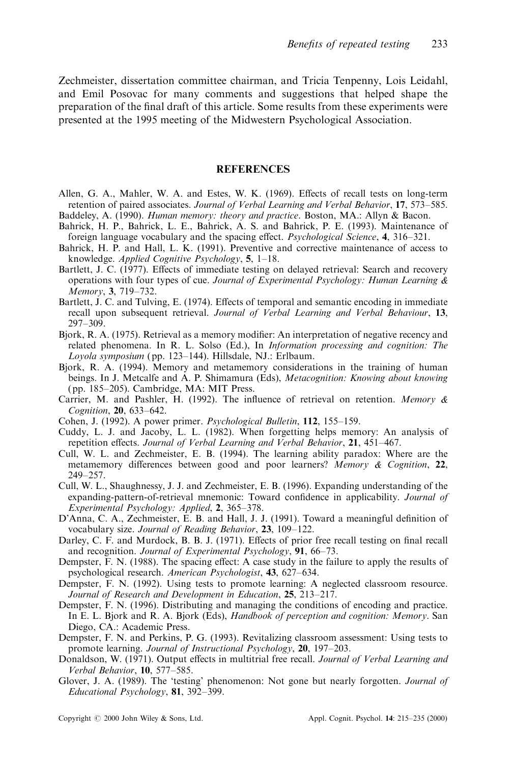Zechmeister, dissertation committee chairman, and Tricia Tenpenny, Lois Leidahl, and Emil Posovac for many comments and suggestions that helped shape the preparation of the final draft of this article. Some results from these experiments were presented at the 1995 meeting of the Midwestern Psychological Association.

## REFERENCES

Allen, G. A., Mahler, W. A. and Estes, W. K. (1969). Effects of recall tests on long-term retention of paired associates. *Journal of Verbal Learning and Verbal Behavior*, **17**, 573–585.

Baddeley, A. (1990). *Human memory: theory and practice*. Boston, MA.: Allyn & Bacon.

Bahrick, H. P., Bahrick, L. E., Bahrick, A. S. and Bahrick, P. E. (1993). Maintenance of foreign language vocabulary and the spacing effect. *Psychological Science*, **4**, 316–321.

Bahrick, H. P. and Hall, L. K. (1991). Preventive and corrective maintenance of access to knowledge. *Applied Cognitive Psychology*, **5**, 1–18.

Bartlett, J. C. (1977). Effects of immediate testing on delayed retrieval: Search and recovery operations with four types of cue. *Journal of Experimental Psychology: Human Learning & Memory*, **3**, 719–732.

Bartlett, J. C. and Tulving, E. (1974). Effects of temporal and semantic encoding in immediate recall upon subsequent retrieval. *Journal of Verbal Learning and Verbal Behaviour*, **13**, 297–309.

Bjork, R. A. (1975). Retrieval as a memory modifier: An interpretation of negative recency and related phenomena. In R. L. Solso (Ed.), In *Information processing and cognition: The Loyola symposium* (pp. 123–144). Hillsdale, NJ.: Erlbaum.

Bjork, R. A. (1994). Memory and metamemory considerations in the training of human beings. In J. Metcalfe and A. P. Shimamura (Eds), *Metacognition: Knowing about knowing* (pp. 185–205). Cambridge, MA: MIT Press.

Carrier, M. and Pashler, H. (1992). The influence of retrieval on retention. *Memory & Cognition*, **20**, 633–642.

Cohen, J. (1992). A power primer. *Psychological Bulletin*, **112**, 155–159.

Cuddy, L. J. and Jacoby, L. L. (1982). When forgetting helps memory: An analysis of repetition effects. *Journal of Verbal Learning and Verbal Behavior*, **21**, 451–467.

Cull, W. L. and Zechmeister, E. B. (1994). The learning ability paradox: Where are the metamemory differences between good and poor learners? *Memory & Cognition*, **22**, 249–257.

Cull, W. L., Shaughnessy, J. J. and Zechmeister, E. B. (1996). Expanding understanding of the expanding-pattern-of-retrieval mnemonic: Toward confidence in applicability. *Journal of Experimental Psychology: Applied*, **2**, 365–378.

D'Anna, C. A., Zechmeister, E. B. and Hall, J. J. (1991). Toward a meaningful definition of vocabulary size. *Journal of Reading Behavior*, **23**, 109–122.

Darley, C. F. and Murdock, B. B. J. (1971). Effects of prior free recall testing on final recall and recognition. *Journal of Experimental Psychology*, **91**, 66–73.

Dempster, F. N. (1988). The spacing effect: A case study in the failure to apply the results of psychological research. *American Psychologist*, **43**, 627–634.

Dempster, F. N. (1992). Using tests to promote learning: A neglected classroom resource. *Journal of Research and Development in Education*, **25**, 213–217.

Dempster, F. N. (1996). Distributing and managing the conditions of encoding and practice. In E. L. Bjork and R. A. Bjork (Eds), *Handbook of perception and cognition: Memory*. San Diego, CA.: Academic Press.

Dempster, F. N. and Perkins, P. G. (1993). Revitalizing classroom assessment: Using tests to promote learning. *Journal of Instructional Psychology*, **20**, 197–203.

Donaldson, W. (1971). Output effects in multitrial free recall. *Journal of Verbal Learning and Verbal Behavior*, **10**, 577–585.

Glover, J. A. (1989). The 'testing' phenomenon: Not gone but nearly forgotten. *Journal of Educational Psychology*, **81**, 392–399.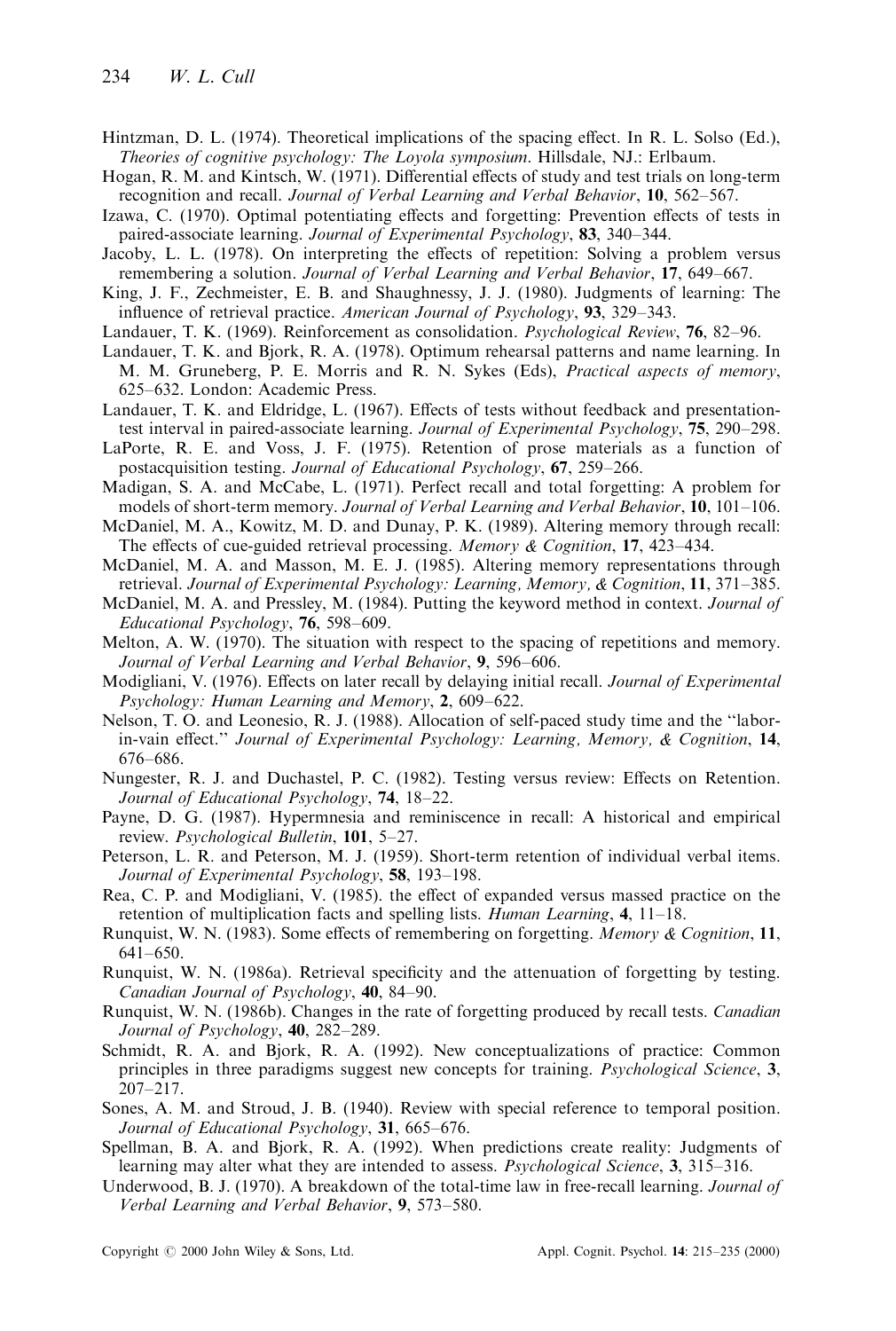Hintzman, D. L. (1974). Theoretical implications of the spacing effect. In R. L. Solso (Ed.), *Theories of cognitive psychology: The Loyola symposium*. Hillsdale, NJ.: Erlbaum.

Hogan, R. M. and Kintsch, W. (1971). Differential effects of study and test trials on long-term recognition and recall. *Journal of Verbal Learning and Verbal Behavior*, **10**, 562–567.

Izawa, C. (1970). Optimal potentiating effects and forgetting: Prevention effects of tests in paired-associate learning. *Journal of Experimental Psychology*, **83**, 340–344.

Jacoby, L. L. (1978). On interpreting the effects of repetition: Solving a problem versus remembering a solution. *Journal of Verbal Learning and Verbal Behavior*, **17**, 649–667.

King, J. F., Zechmeister, E. B. and Shaughnessy, J. J. (1980). Judgments of learning: The influence of retrieval practice. *American Journal of Psychology*, **93**, 329–343.

Landauer, T. K. (1969). Reinforcement as consolidation. *Psychological Review*, **76**, 82–96.

Landauer, T. K. and Bjork, R. A. (1978). Optimum rehearsal patterns and name learning. In M. M. Gruneberg, P. E. Morris and R. N. Sykes (Eds), *Practical aspects of memory*, 625–632. London: Academic Press.

Landauer, T. K. and Eldridge, L. (1967). Effects of tests without feedback and presentation-test interval in paired-associate learning. *Journal of Experimental Psychology*, **75**, 290–298.

LaPorte, R. E. and Voss, J. F. (1975). Retention of prose materials as a function of postacquisition testing. *Journal of Educational Psychology*, **67**, 259–266.

Madigan, S. A. and McCabe, L. (1971). Perfect recall and total forgetting: A problem for models of short-term memory. *Journal of Verbal Learning and Verbal Behavior*, **10**, 101–106.

McDaniel, M. A., Kowitz, M. D. and Dunay, P. K. (1989). Altering memory through recall: The effects of cue-guided retrieval processing. *Memory & Cognition*, **17**, 423–434.

McDaniel, M. A. and Masson, M. E. J. (1985). Altering memory representations through retrieval. *Journal of Experimental Psychology: Learning, Memory, & Cognition*, **11**, 371–385.

McDaniel, M. A. and Pressley, M. (1984). Putting the keyword method in context. *Journal of Educational Psychology*, **76**, 598–609.

Melton, A. W. (1970). The situation with respect to the spacing of repetitions and memory. *Journal of Verbal Learning and Verbal Behavior*, **9**, 596–606.

Modigliani, V. (1976). Effects on later recall by delaying initial recall. *Journal of Experimental Psychology: Human Learning and Memory*, **2**, 609–622.

Nelson, T. O. and Leonesio, R. J. (1988). Allocation of self-paced study time and the ''labor-in-vain effect.'' *Journal of Experimental Psychology: Learning, Memory, & Cognition*, **14**, 676–686.

Nungester, R. J. and Duchastel, P. C. (1982). Testing versus review: Effects on Retention. *Journal of Educational Psychology*, **74**, 18–22.

Payne, D. G. (1987). Hypermnesia and reminiscence in recall: A historical and empirical review. *Psychological Bulletin*, **101**, 5–27.

Peterson, L. R. and Peterson, M. J. (1959). Short-term retention of individual verbal items. *Journal of Experimental Psychology*, **58**, 193–198.

Rea, C. P. and Modigliani, V. (1985). the effect of expanded versus massed practice on the retention of multiplication facts and spelling lists. *Human Learning*, **4**, 11–18.

Runquist, W. N. (1983). Some effects of remembering on forgetting. *Memory & Cognition*, **11**, 641–650.

Runquist, W. N. (1986a). Retrieval specificity and the attenuation of forgetting by testing. *Canadian Journal of Psychology*, **40**, 84–90.

Runquist, W. N. (1986b). Changes in the rate of forgetting produced by recall tests. *Canadian Journal of Psychology*, **40**, 282–289.

Schmidt, R. A. and Bjork, R. A. (1992). New conceptualizations of practice: Common principles in three paradigms suggest new concepts for training. *Psychological Science*, **3**, 207–217.

Sones, A. M. and Stroud, J. B. (1940). Review with special reference to temporal position. *Journal of Educational Psychology*, **31**, 665–676.

Spellman, B. A. and Bjork, R. A. (1992). When predictions create reality: Judgments of learning may alter what they are intended to assess. *Psychological Science*, **3**, 315–316.

Underwood, B. J. (1970). A breakdown of the total-time law in free-recall learning. *Journal of Verbal Learning and Verbal Behavior*, **9**, 573–580.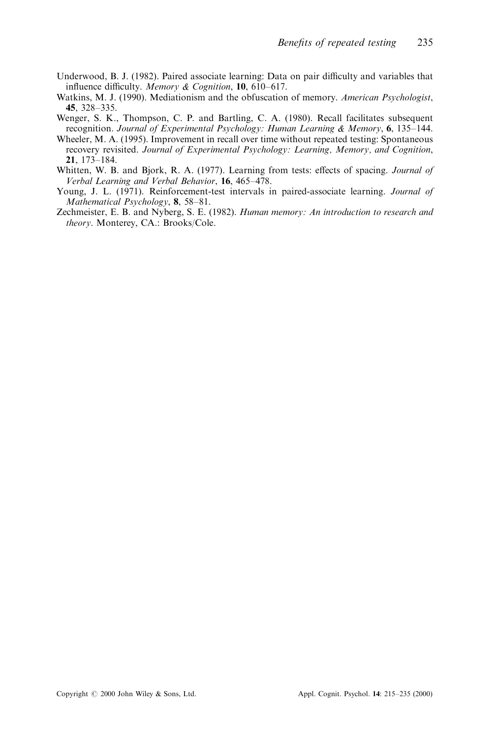Underwood, B. J. (1982). Paired associate learning: Data on pair difficulty and variables that influence difficulty. *Memory & Cognition*, **10**, 610–617.

Watkins, M. J. (1990). Mediationism and the obfuscation of memory. *American Psychologist*, **45**, 328–335.

Wenger, S. K., Thompson, C. P. and Bartling, C. A. (1980). Recall facilitates subsequent recognition. *Journal of Experimental Psychology: Human Learning & Memory*, **6**, 135–144.

Wheeler, M. A. (1995). Improvement in recall over time without repeated testing: Spontaneous recovery revisited. *Journal of Experimental Psychology: Learning, Memory, and Cognition*, **21**, 173–184.

Whitten, W. B. and Bjork, R. A. (1977). Learning from tests: effects of spacing. *Journal of Verbal Learning and Verbal Behavior*, **16**, 465–478.

Young, J. L. (1971). Reinforcement-test intervals in paired-associate learning. *Journal of Mathematical Psychology*, **8**, 58–81.

Zechmeister, E. B. and Nyberg, S. E. (1982). *Human memory: An introduction to research and theory*. Monterey, CA.: Brooks/Cole.